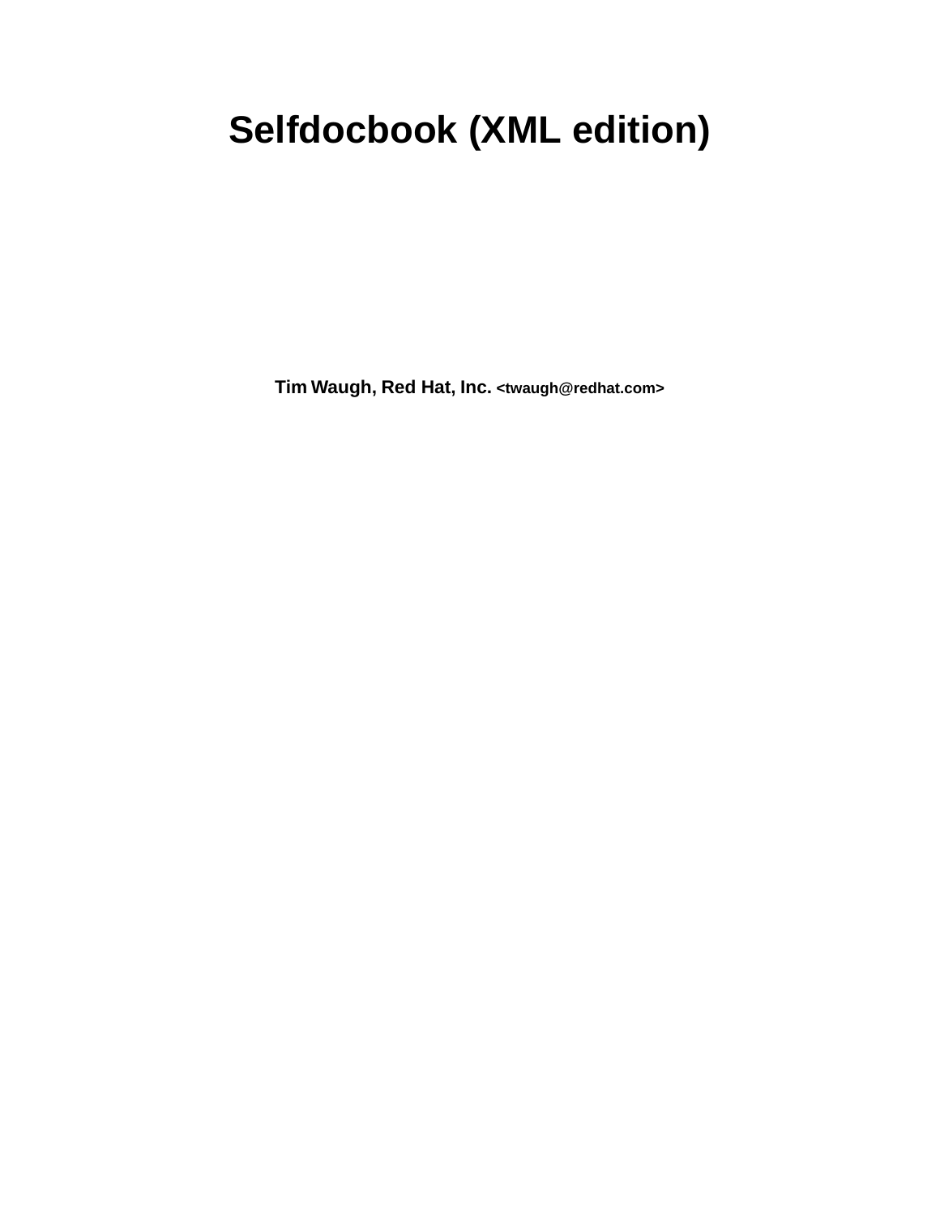# Selfdocbook (XML edition)

**Tim Waugh, Red Hat, Inc.** <twaugh@redhat.com>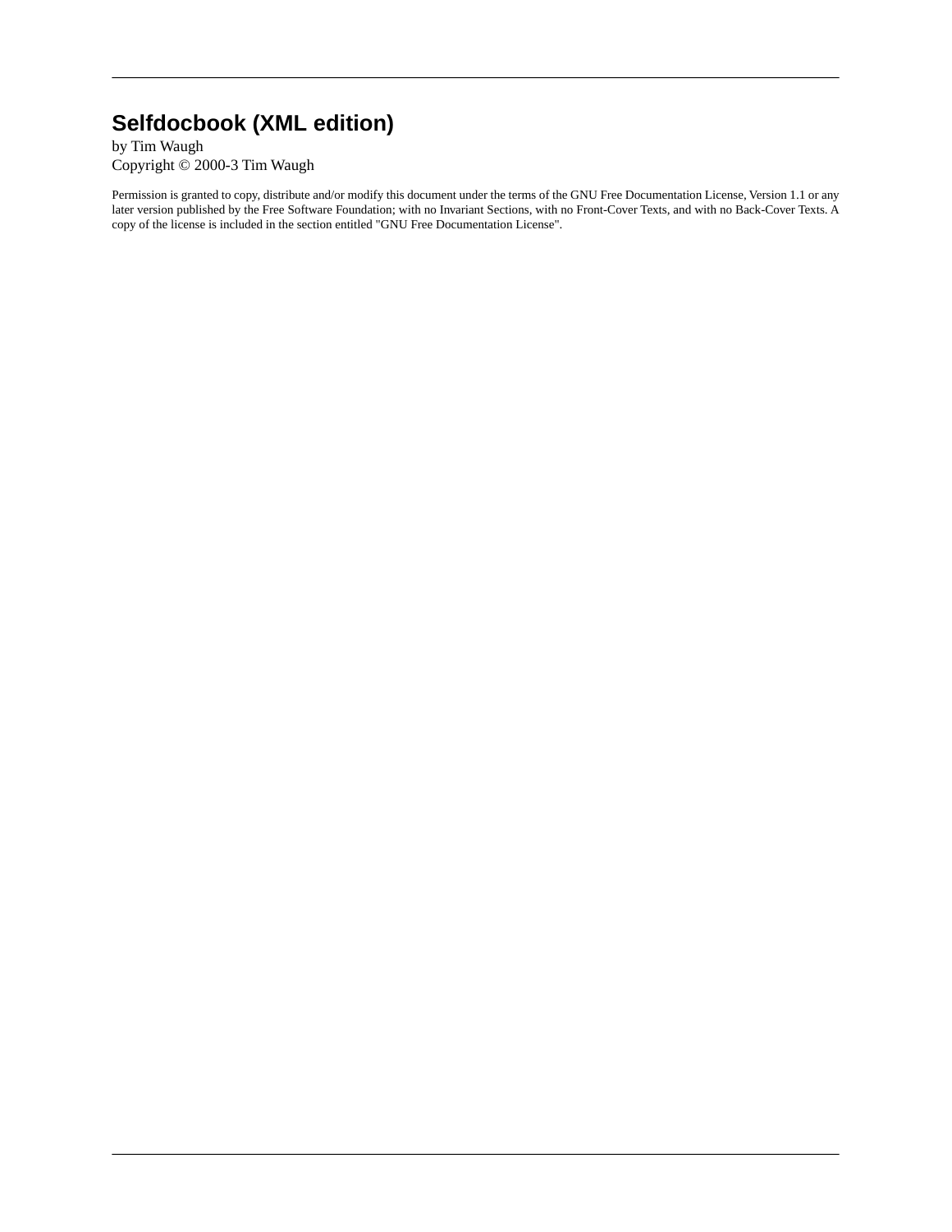# Selfdocbook (XML edition)

by Tim Waugh

Copyright © 2000-3 Tim Waugh

Permission is granted to copy, distribute and/or modify this document under the terms of the GNU Free Documentation License, Version 1.1 or any later version published by the Free Software Foundation; with no Invariant Sections, with no Front-Cover Texts, and with no Back-Cover Texts. A copy of the license is included in the section entitled "GNU Free Documentation License".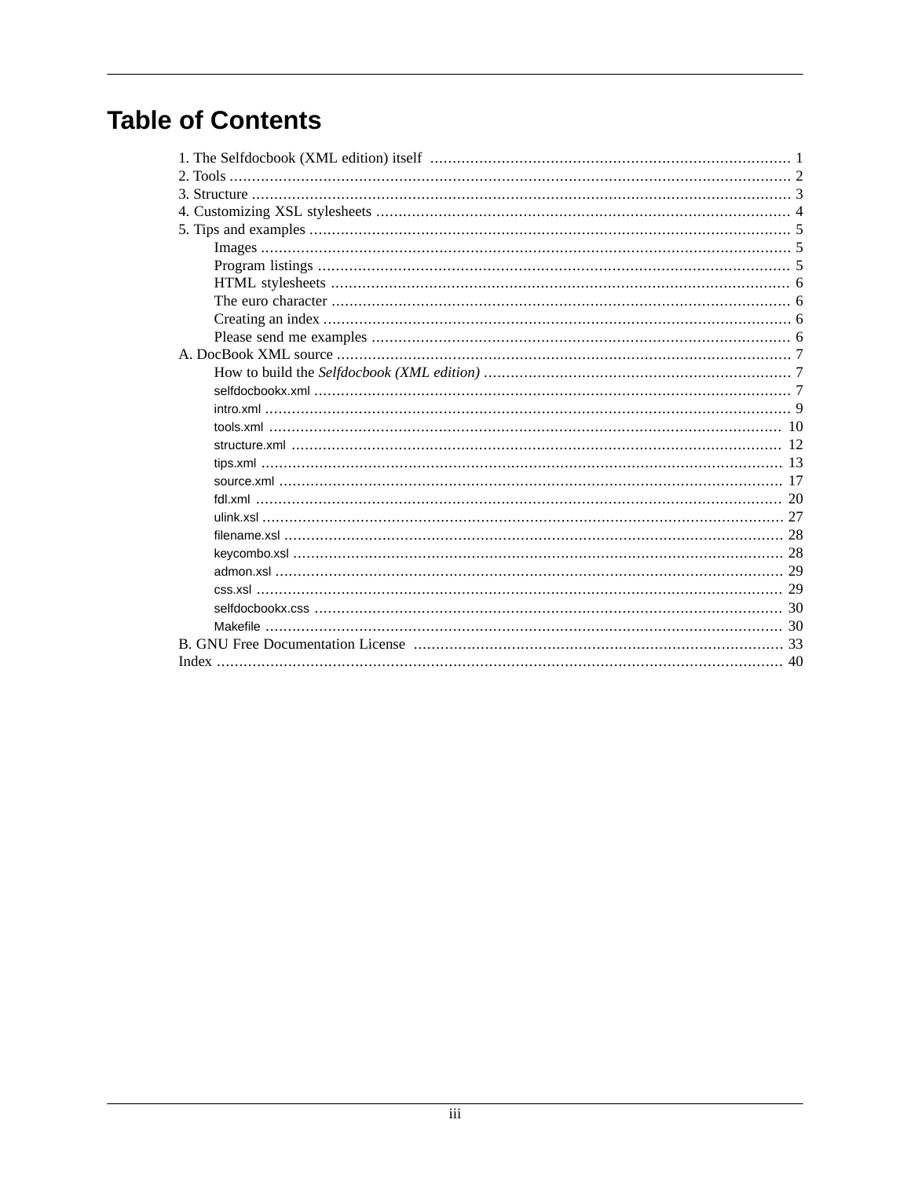# Table of Contents

- 1. The Selfdocbook (XML edition) itself ..... 1
- 2. Tools ..... 2
- 3. Structure ..... 3
- 4. Customizing XSL stylesheets ..... 4
- 5. Tips and examples ..... 5
  - Images ..... 5
  - Program listings ..... 5
  - HTML stylesheets ..... 6
  - The euro character ..... 6
  - Creating an index ..... 6
  - Please send me examples ..... 6
- A. DocBook XML source ..... 7
  - How to build the *Selfdocbook (XML edition)* ..... 7
  - selfdocbookx.xml ..... 7
  - intro.xml ..... 9
  - tools.xml ..... 10
  - structure.xml ..... 12
  - tips.xml ..... 13
  - source.xml ..... 17
  - fdl.xml ..... 20
  - ulink.xsl ..... 27
  - filename.xsl ..... 28
  - keycombo.xsl ..... 28
  - admon.xsl ..... 29
  - css.xsl ..... 29
  - selfdocbookx.css ..... 30
  - Makefile ..... 30
- B. GNU Free Documentation License ..... 33
- Index ..... 40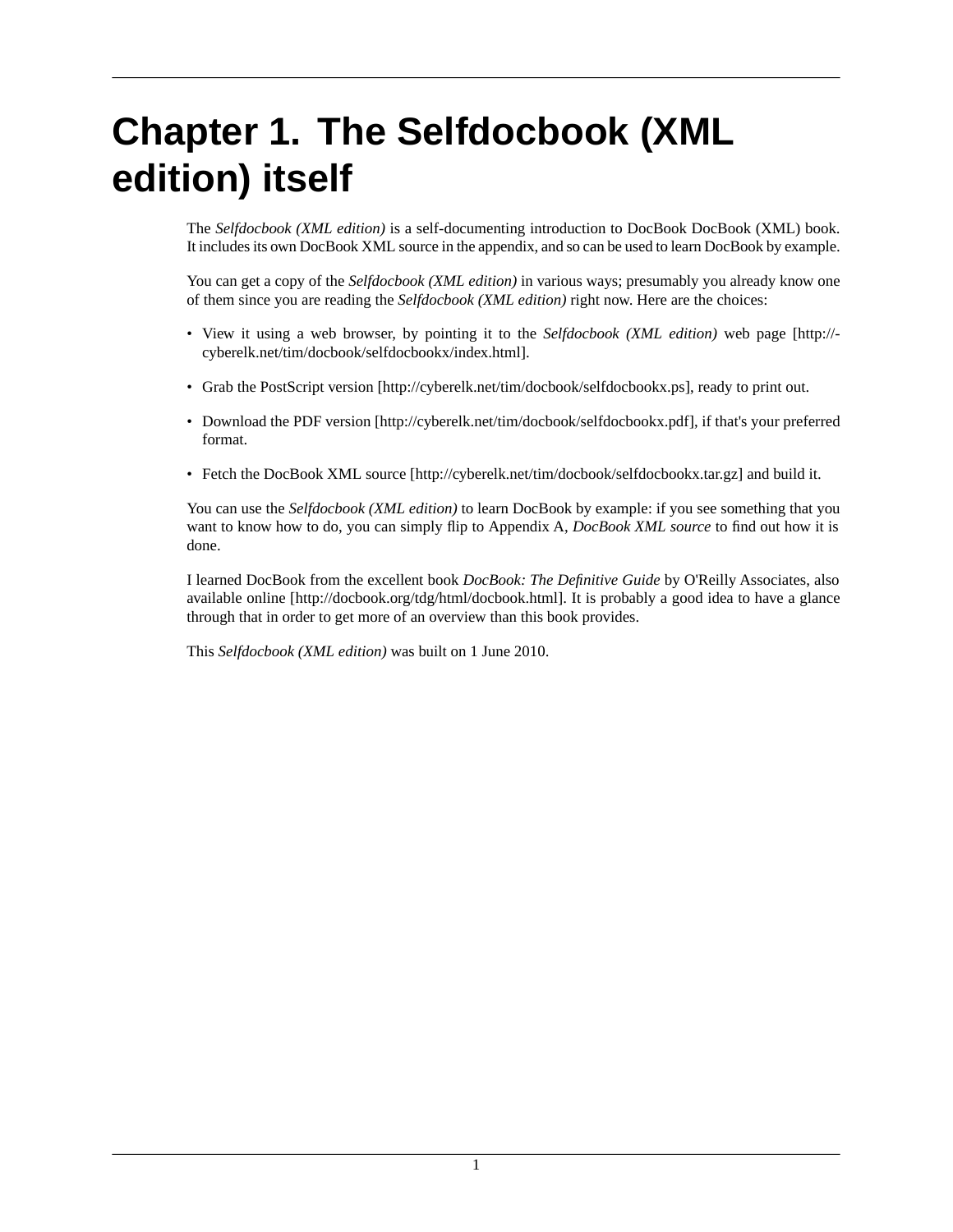# Chapter 1. The Selfdocbook (XML edition) itself

The *Selfdocbook (XML edition)* is a self-documenting introduction to DocBook DocBook (XML) book. It includes its own DocBook XML source in the appendix, and so can be used to learn DocBook by example.

You can get a copy of the *Selfdocbook (XML edition)* in various ways; presumably you already know one of them since you are reading the *Selfdocbook (XML edition)* right now. Here are the choices:

- View it using a web browser, by pointing it to the *Selfdocbook (XML edition)* web page [http://cyberelk.net/tim/docbook/selfdocbookx/index.html].
- Grab the PostScript version [http://cyberelk.net/tim/docbook/selfdocbookx.ps], ready to print out.
- Download the PDF version [http://cyberelk.net/tim/docbook/selfdocbookx.pdf], if that's your preferred format.
- Fetch the DocBook XML source [http://cyberelk.net/tim/docbook/selfdocbookx.tar.gz] and build it.

You can use the *Selfdocbook (XML edition)* to learn DocBook by example: if you see something that you want to know how to do, you can simply flip to Appendix A, *DocBook XML source* to find out how it is done.

I learned DocBook from the excellent book *DocBook: The Definitive Guide* by O'Reilly Associates, also available online [http://docbook.org/tdg/html/docbook.html]. It is probably a good idea to have a glance through that in order to get more of an overview than this book provides.

This *Selfdocbook (XML edition)* was built on 1 June 2010.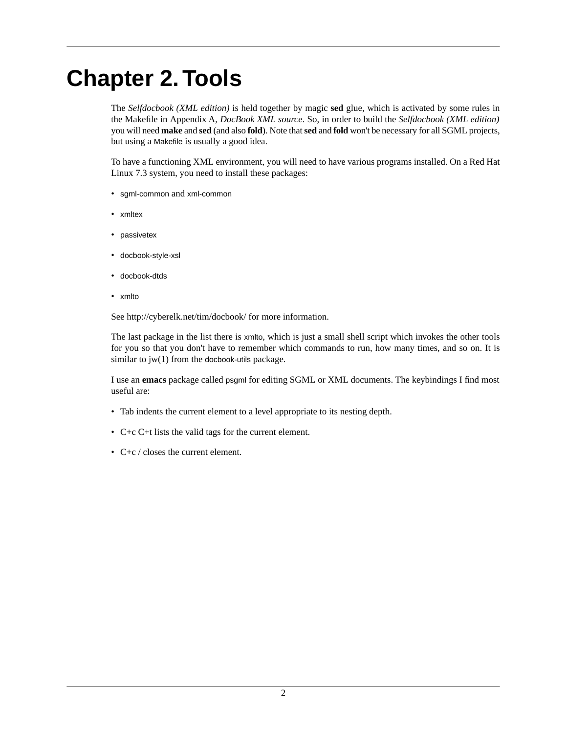# Chapter 2. Tools

The *Selfdocbook (XML edition)* is held together by magic **sed** glue, which is activated by some rules in the Makefile in Appendix A, *DocBook XML source*. So, in order to build the *Selfdocbook (XML edition)* you will need **make** and **sed** (and also **fold**). Note that **sed** and **fold** won't be necessary for all SGML projects, but using a Makefile is usually a good idea.

To have a functioning XML environment, you will need to have various programs installed. On a Red Hat Linux 7.3 system, you need to install these packages:

- sgml-common and xml-common
- xmltex
- passivetex
- docbook-style-xsl
- docbook-dtds
- xmlto

See http://cyberelk.net/tim/docbook/ for more information.

The last package in the list there is xmlto, which is just a small shell script which invokes the other tools for you so that you don't have to remember which commands to run, how many times, and so on. It is similar to jw(1) from the docbook-utils package.

I use an **emacs** package called psgml for editing SGML or XML documents. The keybindings I find most useful are:

- Tab indents the current element to a level appropriate to its nesting depth.
- C+c C+t lists the valid tags for the current element.
- C+c / closes the current element.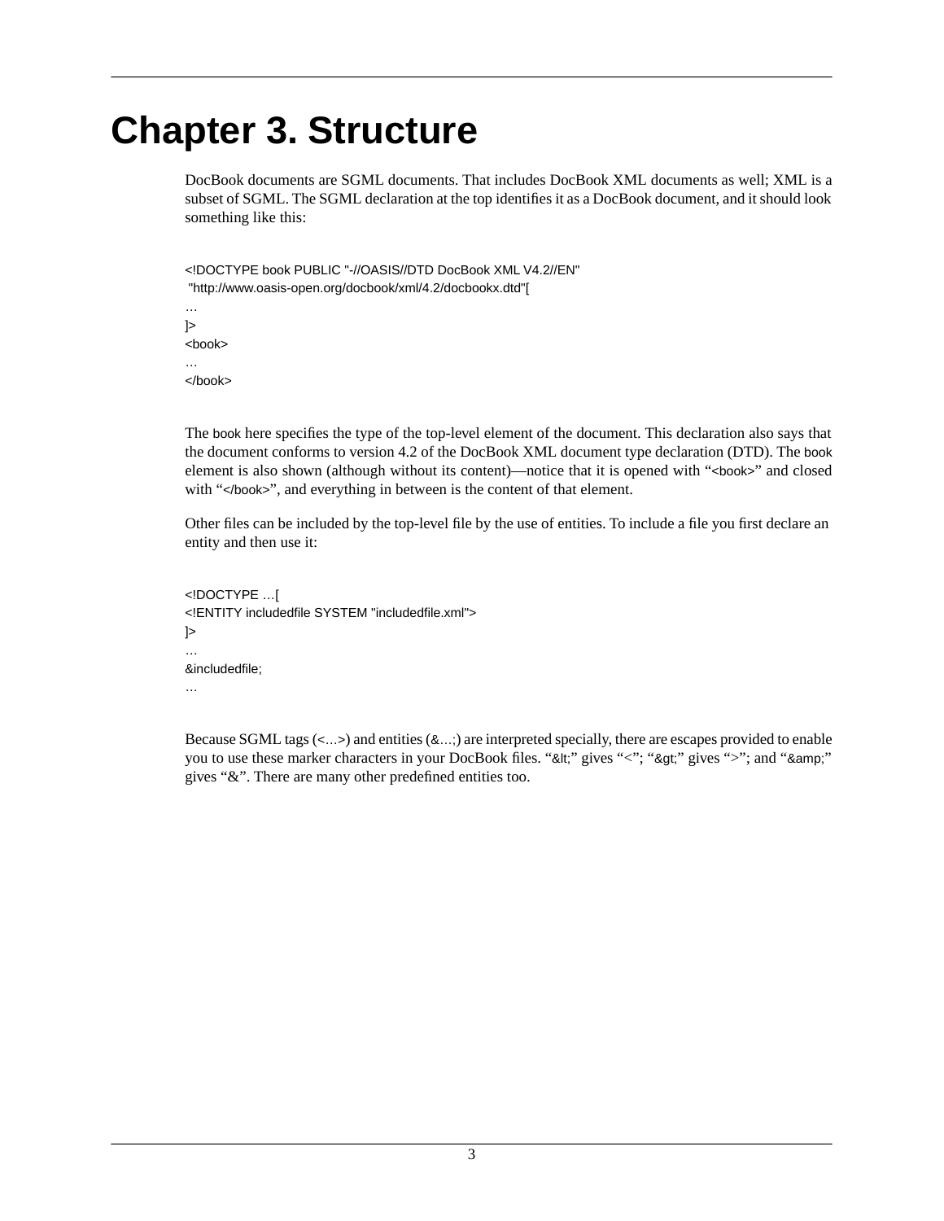# Chapter 3. Structure

DocBook documents are SGML documents. That includes DocBook XML documents as well; XML is a subset of SGML. The SGML declaration at the top identifies it as a DocBook document, and it should look something like this:

```
<!DOCTYPE book PUBLIC "-//OASIS//DTD DocBook XML V4.2//EN"
 "http://www.oasis-open.org/docbook/xml/4.2/docbookx.dtd"[
…
]>
<book>
…
</book>
```

The `book` here specifies the type of the top-level element of the document. This declaration also says that the document conforms to version 4.2 of the DocBook XML document type declaration (DTD). The `book` element is also shown (although without its content)—notice that it is opened with “`<book>`” and closed with “`</book>`”, and everything in between is the content of that element.

Other files can be included by the top-level file by the use of entities. To include a file you first declare an entity and then use it:

```
<!DOCTYPE …[
<!ENTITY includedfile SYSTEM "includedfile.xml">
]>
…
&includedfile;
…
```

Because SGML tags (`<…>`) and entities (`&…;`) are interpreted specially, there are escapes provided to enable you to use these marker characters in your DocBook files. “`&lt;`” gives “<”; “`&gt;`” gives “>”; and “`&amp;`” gives “&”. There are many other predefined entities too.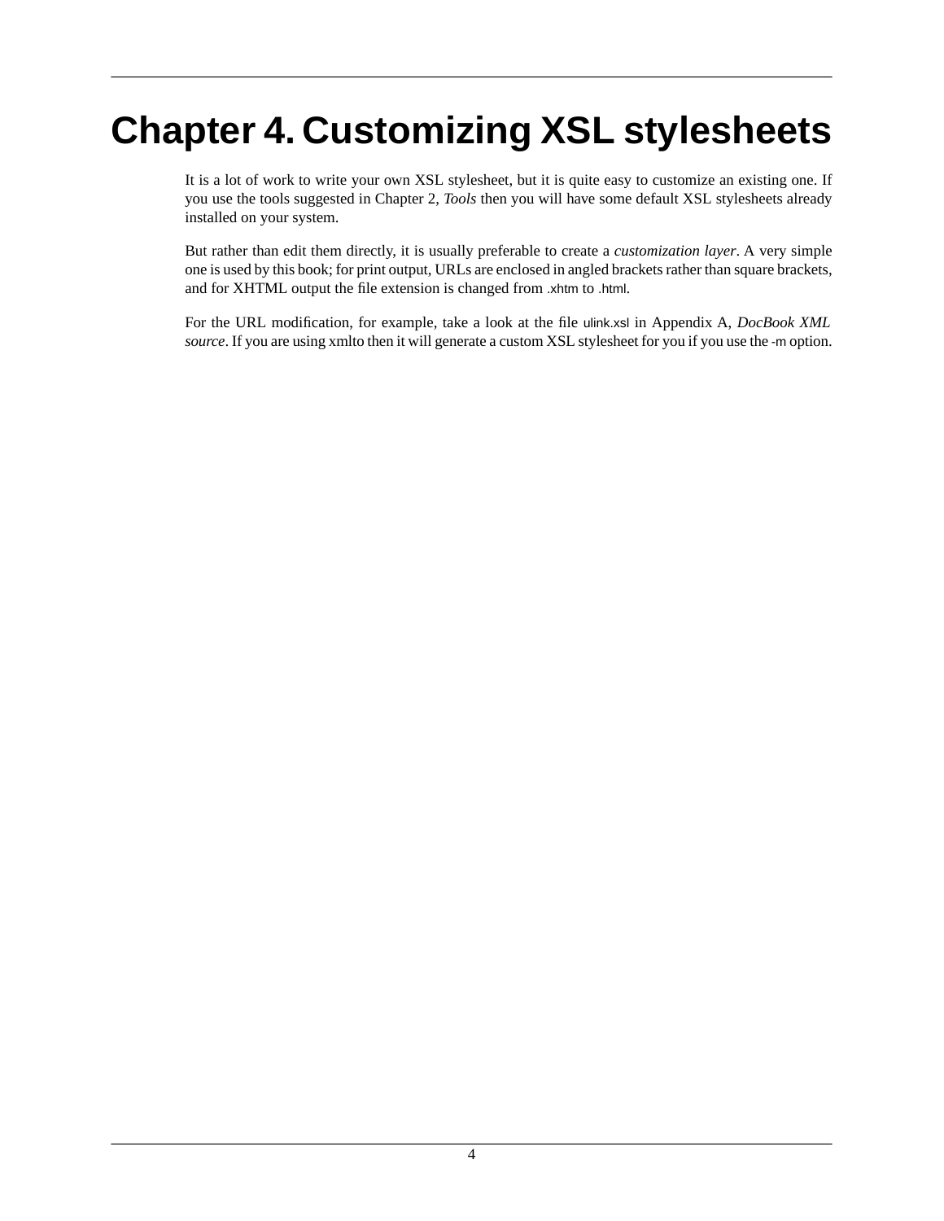# Chapter 4. Customizing XSL stylesheets

It is a lot of work to write your own XSL stylesheet, but it is quite easy to customize an existing one. If you use the tools suggested in Chapter 2, *Tools* then you will have some default XSL stylesheets already installed on your system.

But rather than edit them directly, it is usually preferable to create a *customization layer*. A very simple one is used by this book; for print output, URLs are enclosed in angled brackets rather than square brackets, and for XHTML output the file extension is changed from `.xhtm` to `.html`.

For the URL modification, for example, take a look at the file `ulink.xsl` in Appendix A, *DocBook XML source*. If you are using xmlto then it will generate a custom XSL stylesheet for you if you use the `-m` option.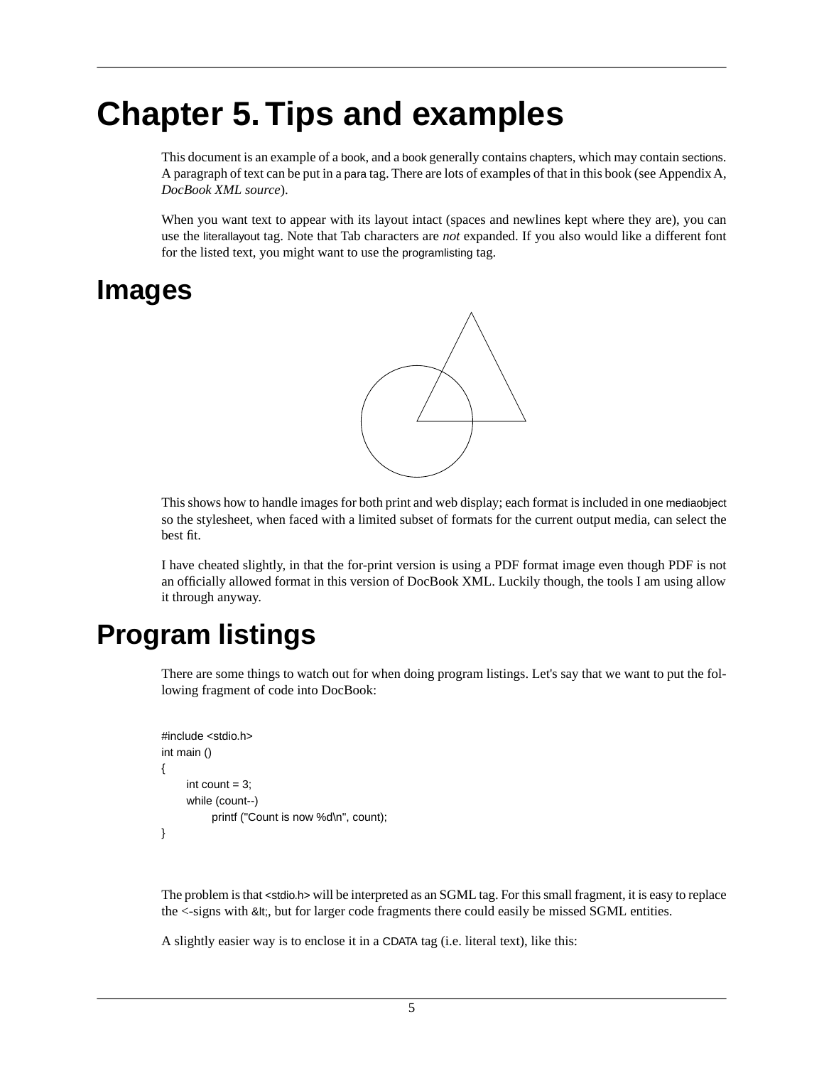# Chapter 5. Tips and examples

This document is an example of a book, and a book generally contains chapters, which may contain sections. A paragraph of text can be put in a para tag. There are lots of examples of that in this book (see Appendix A, *DocBook XML source*).

When you want text to appear with its layout intact (spaces and newlines kept where they are), you can use the literallayout tag. Note that Tab characters are *not* expanded. If you also would like a different font for the listed text, you might want to use the programlisting tag.

## Images

This shows how to handle images for both print and web display; each format is included in one mediaobject so the stylesheet, when faced with a limited subset of formats for the current output media, can select the best fit.

I have cheated slightly, in that the for-print version is using a PDF format image even though PDF is not an officially allowed format in this version of DocBook XML. Luckily though, the tools I am using allow it through anyway.

## Program listings

There are some things to watch out for when doing program listings. Let's say that we want to put the following fragment of code into DocBook:

```
#include <stdio.h>
int main ()
{
	int count = 3;
	while (count--)
		printf ("Count is now %d\n", count);
}
```

The problem is that <stdio.h> will be interpreted as an SGML tag. For this small fragment, it is easy to replace the <-signs with &lt;, but for larger code fragments there could easily be missed SGML entities.

A slightly easier way is to enclose it in a CDATA tag (i.e. literal text), like this: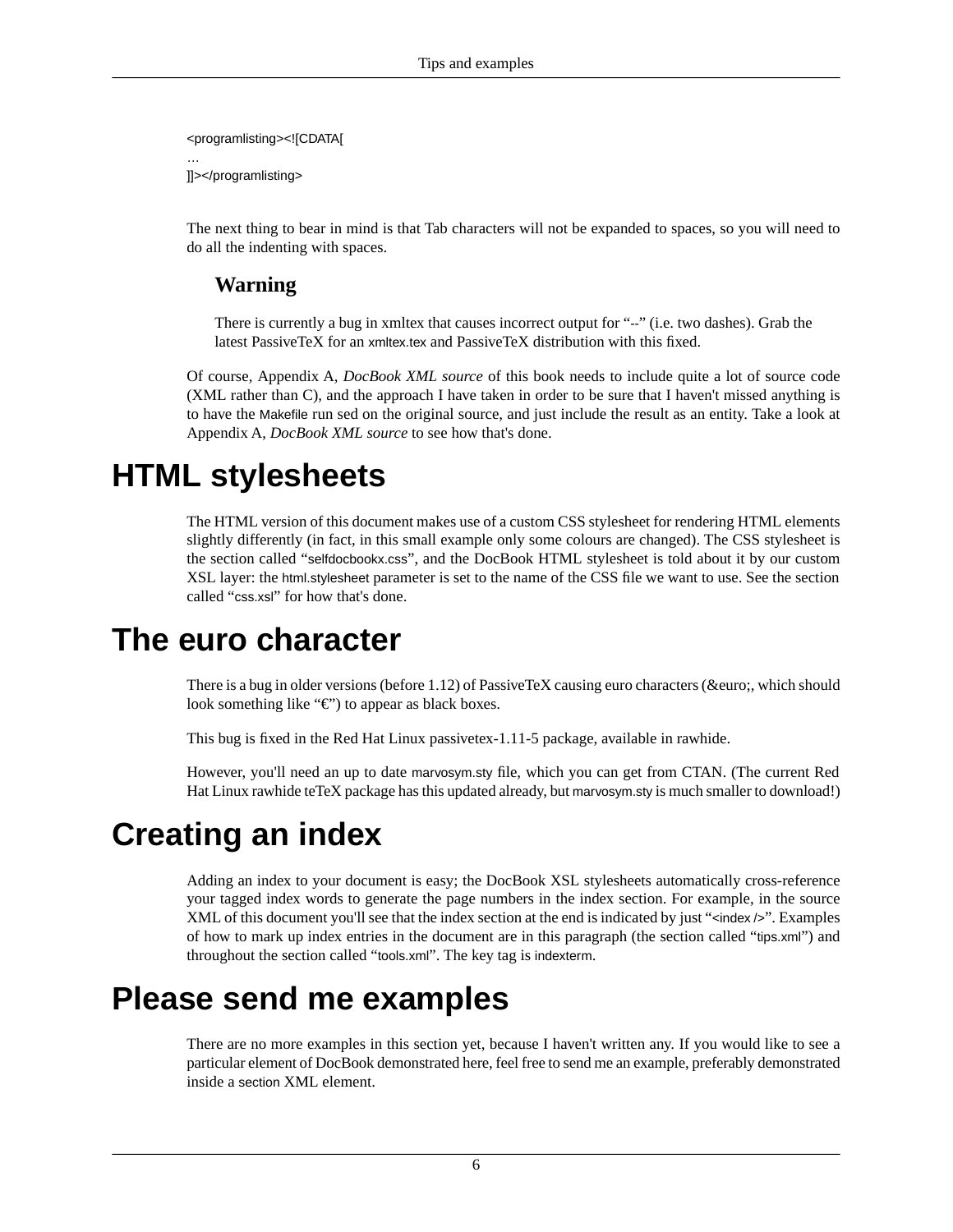```
<programlisting><![CDATA[
…
]]></programlisting>
```

The next thing to bear in mind is that Tab characters will not be expanded to spaces, so you will need to do all the indenting with spaces.

### Warning

There is currently a bug in xmltex that causes incorrect output for "--" (i.e. two dashes). Grab the latest PassiveTeX for an `xmltex.tex` and PassiveTeX distribution with this fixed.

Of course, Appendix A, *DocBook XML source* of this book needs to include quite a lot of source code (XML rather than C), and the approach I have taken in order to be sure that I haven't missed anything is to have the `Makefile` run sed on the original source, and just include the result as an entity. Take a look at Appendix A, *DocBook XML source* to see how that's done.

# HTML stylesheets

The HTML version of this document makes use of a custom CSS stylesheet for rendering HTML elements slightly differently (in fact, in this small example only some colours are changed). The CSS stylesheet is the section called "`selfdocbookx.css`", and the DocBook HTML stylesheet is told about it by our custom XSL layer: the `html.stylesheet` parameter is set to the name of the CSS file we want to use. See the section called "`css.xsl`" for how that's done.

# The euro character

There is a bug in older versions (before 1.12) of PassiveTeX causing euro characters (&euro;, which should look something like "€") to appear as black boxes.

This bug is fixed in the Red Hat Linux passivetex-1.11-5 package, available in rawhide.

However, you'll need an up to date `marvosym.sty` file, which you can get from CTAN. (The current Red Hat Linux rawhide teTeX package has this updated already, but `marvosym.sty` is much smaller to download!)

# Creating an index

Adding an index to your document is easy; the DocBook XSL stylesheets automatically cross-reference your tagged index words to generate the page numbers in the index section. For example, in the source XML of this document you'll see that the index section at the end is indicated by just "`<index />`". Examples of how to mark up index entries in the document are in this paragraph (the section called "`tips.xml`") and throughout the section called "`tools.xml`". The key tag is `indexterm`.

# Please send me examples

There are no more examples in this section yet, because I haven't written any. If you would like to see a particular element of DocBook demonstrated here, feel free to send me an example, preferably demonstrated inside a `section` XML element.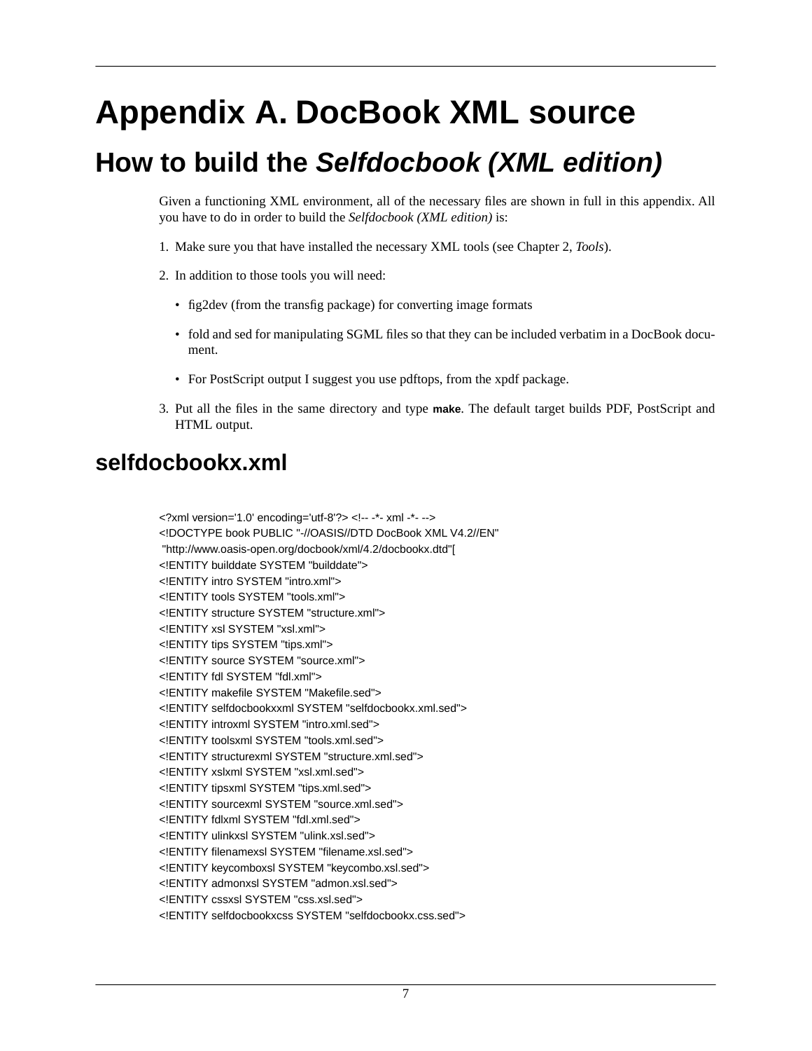# Appendix A. DocBook XML source

## How to build the *Selfdocbook (XML edition)*

Given a functioning XML environment, all of the necessary files are shown in full in this appendix. All you have to do in order to build the *Selfdocbook (XML edition)* is:

1. Make sure you that have installed the necessary XML tools (see Chapter 2, *Tools*).
2. In addition to those tools you will need:
   - fig2dev (from the transfig package) for converting image formats
   - fold and sed for manipulating SGML files so that they can be included verbatim in a DocBook document.
   - For PostScript output I suggest you use pdftops, from the xpdf package.
3. Put all the files in the same directory and type **make**. The default target builds PDF, PostScript and HTML output.

### selfdocbookx.xml

```
<?xml version='1.0' encoding='utf-8'?> <!-- -*- xml -*- -->
<!DOCTYPE book PUBLIC "-//OASIS//DTD DocBook XML V4.2//EN"
 "http://www.oasis-open.org/docbook/xml/4.2/docbookx.dtd"[
<!ENTITY builddate SYSTEM "builddate">
<!ENTITY intro SYSTEM "intro.xml">
<!ENTITY tools SYSTEM "tools.xml">
<!ENTITY structure SYSTEM "structure.xml">
<!ENTITY xsl SYSTEM "xsl.xml">
<!ENTITY tips SYSTEM "tips.xml">
<!ENTITY source SYSTEM "source.xml">
<!ENTITY fdl SYSTEM "fdl.xml">
<!ENTITY makefile SYSTEM "Makefile.sed">
<!ENTITY selfdocbookxxml SYSTEM "selfdocbookx.xml.sed">
<!ENTITY introxml SYSTEM "intro.xml.sed">
<!ENTITY toolsxml SYSTEM "tools.xml.sed">
<!ENTITY structurexml SYSTEM "structure.xml.sed">
<!ENTITY xslxml SYSTEM "xsl.xml.sed">
<!ENTITY tipsxml SYSTEM "tips.xml.sed">
<!ENTITY sourcexml SYSTEM "source.xml.sed">
<!ENTITY fdlxml SYSTEM "fdl.xml.sed">
<!ENTITY ulinkxsl SYSTEM "ulink.xsl.sed">
<!ENTITY filenamexsl SYSTEM "filename.xsl.sed">
<!ENTITY keycomboxsl SYSTEM "keycombo.xsl.sed">
<!ENTITY admonxsl SYSTEM "admon.xsl.sed">
<!ENTITY cssxsl SYSTEM "css.xsl.sed">
<!ENTITY selfdocbookxcss SYSTEM "selfdocbookx.css.sed">
```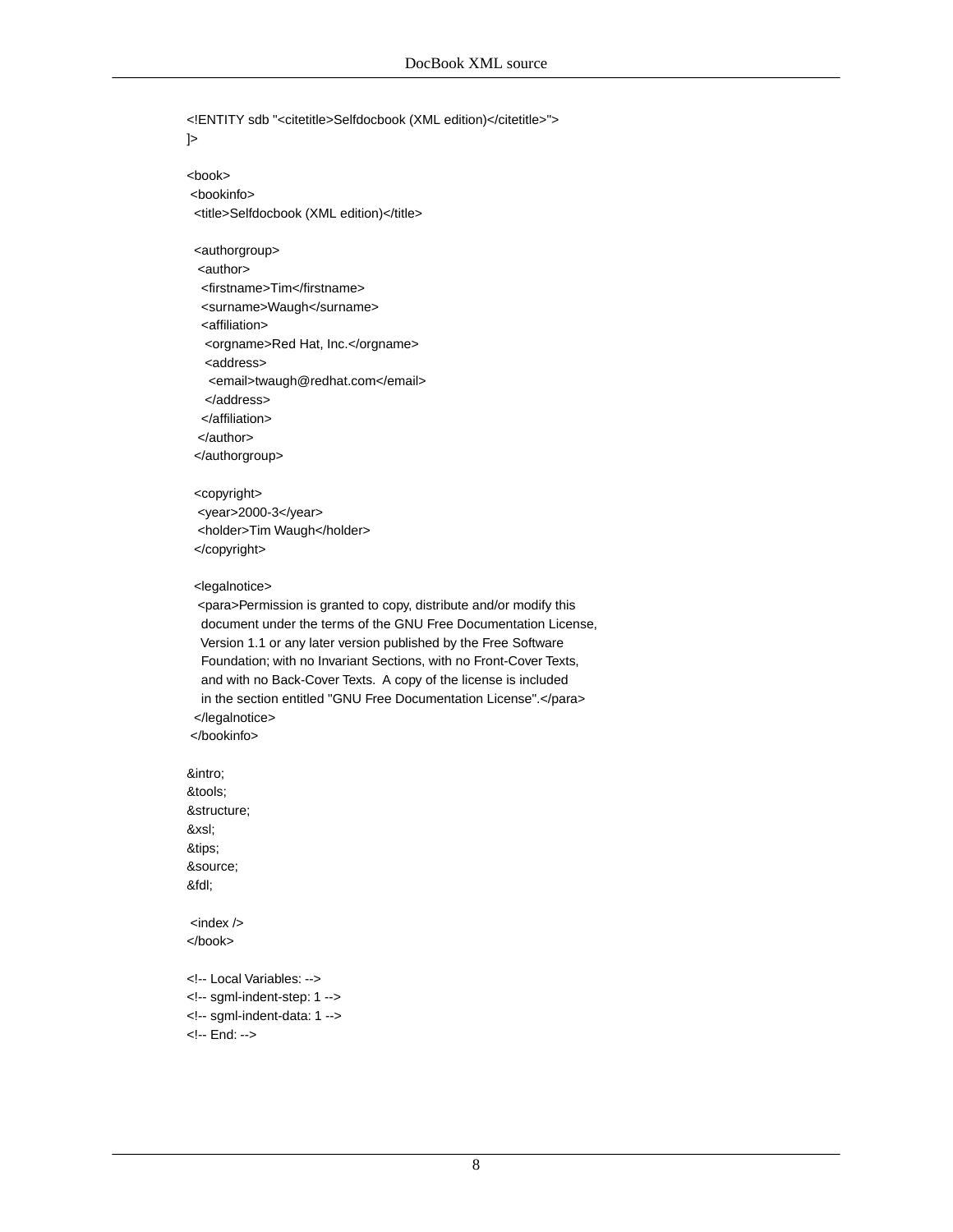```
<!ENTITY sdb "<citetitle>Selfdocbook (XML edition)</citetitle>">
]>

<book>
 <bookinfo>
  <title>Selfdocbook (XML edition)</title>

  <authorgroup>
   <author>
    <firstname>Tim</firstname>
    <surname>Waugh</surname>
    <affiliation>
     <orgname>Red Hat, Inc.</orgname>
     <address>
      <email>twaugh@redhat.com</email>
     </address>
    </affiliation>
   </author>
  </authorgroup>

  <copyright>
   <year>2000-3</year>
   <holder>Tim Waugh</holder>
  </copyright>

  <legalnotice>
   <para>Permission is granted to copy, distribute and/or modify this
    document under the terms of the GNU Free Documentation License,
    Version 1.1 or any later version published by the Free Software
    Foundation; with no Invariant Sections, with no Front-Cover Texts,
    and with no Back-Cover Texts.  A copy of the license is included
    in the section entitled "GNU Free Documentation License".</para>
  </legalnotice>
 </bookinfo>

&intro;
&tools;
&structure;
&xsl;
&tips;
&source;
&fdl;

 <index />
</book>

<!-- Local Variables: -->
<!-- sgml-indent-step: 1 -->
<!-- sgml-indent-data: 1 -->
<!-- End: -->
```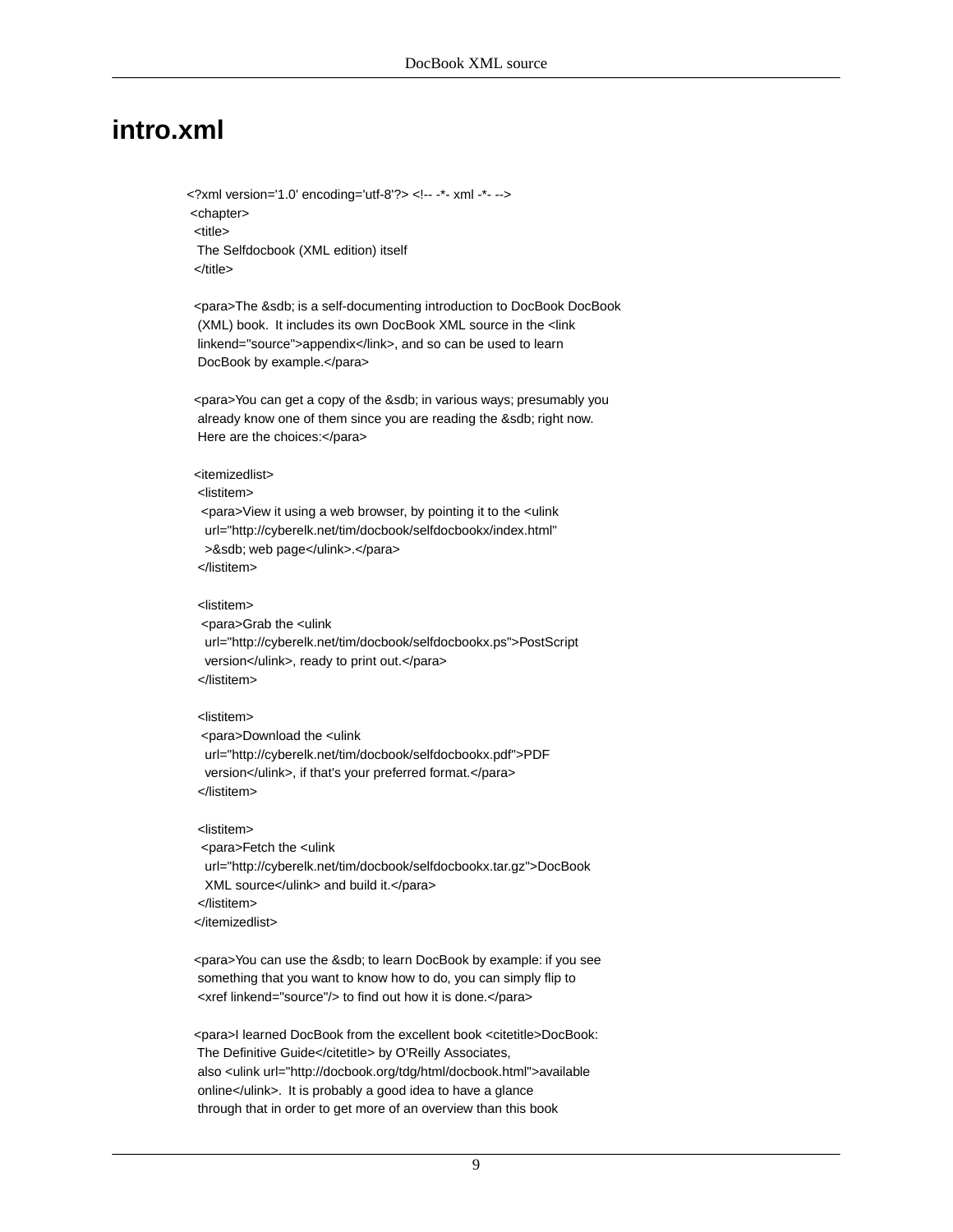## intro.xml

```
<?xml version='1.0' encoding='utf-8'?> <!-- -*- xml -*- -->
 <chapter>
  <title>
   The Selfdocbook (XML edition) itself
  </title>

  <para>The &sdb; is a self-documenting introduction to DocBook DocBook
   (XML) book.  It includes its own DocBook XML source in the <link
   linkend="source">appendix</link>, and so can be used to learn
   DocBook by example.</para>

  <para>You can get a copy of the &sdb; in various ways; presumably you
   already know one of them since you are reading the &sdb; right now.
   Here are the choices:</para>

  <itemizedlist>
   <listitem>
    <para>View it using a web browser, by pointing it to the <ulink
     url="http://cyberelk.net/tim/docbook/selfdocbookx/index.html"
     >&sdb; web page</ulink>.</para>
   </listitem>

   <listitem>
    <para>Grab the <ulink
     url="http://cyberelk.net/tim/docbook/selfdocbookx.ps">PostScript
     version</ulink>, ready to print out.</para>
   </listitem>

   <listitem>
    <para>Download the <ulink
     url="http://cyberelk.net/tim/docbook/selfdocbookx.pdf">PDF
     version</ulink>, if that's your preferred format.</para>
   </listitem>

   <listitem>
    <para>Fetch the <ulink
     url="http://cyberelk.net/tim/docbook/selfdocbookx.tar.gz">DocBook
     XML source</ulink> and build it.</para>
   </listitem>
  </itemizedlist>

  <para>You can use the &sdb; to learn DocBook by example: if you see
   something that you want to know how to do, you can simply flip to
   <xref linkend="source"/> to find out how it is done.</para>

  <para>I learned DocBook from the excellent book <citetitle>DocBook:
   The Definitive Guide</citetitle> by O'Reilly Associates,
   also <ulink url="http://docbook.org/tdg/html/docbook.html">available
   online</ulink>.  It is probably a good idea to have a glance
   through that in order to get more of an overview than this book
```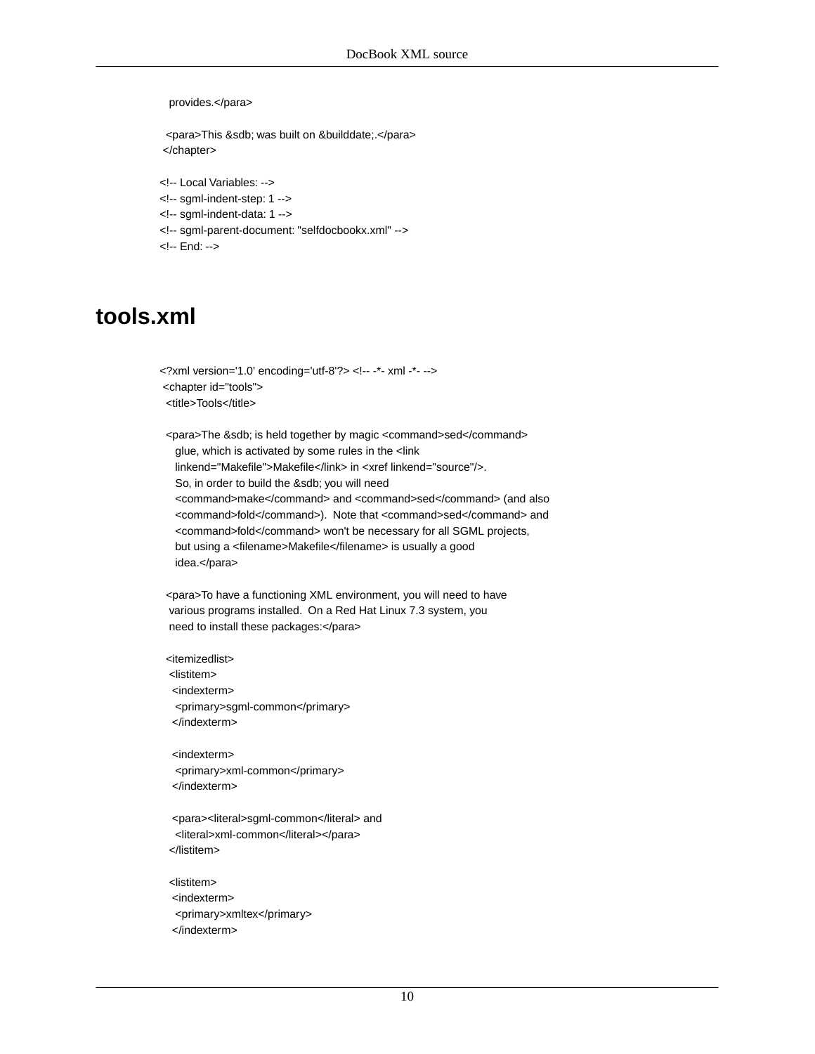```
   provides.</para>

  <para>This &sdb; was built on &builddate;.</para>
 </chapter>

<!-- Local Variables: -->
<!-- sgml-indent-step: 1 -->
<!-- sgml-indent-data: 1 -->
<!-- sgml-parent-document: "selfdocbookx.xml" -->
<!-- End: -->
```

## tools.xml

```
<?xml version='1.0' encoding='utf-8'?> <!-- -*- xml -*- -->
 <chapter id="tools">
  <title>Tools</title>

  <para>The &sdb; is held together by magic <command>sed</command>
    glue, which is activated by some rules in the <link
    linkend="Makefile">Makefile</link> in <xref linkend="source"/>.
    So, in order to build the &sdb; you will need
    <command>make</command> and <command>sed</command> (and also
    <command>fold</command>).  Note that <command>sed</command> and
    <command>fold</command> won't be necessary for all SGML projects,
    but using a <filename>Makefile</filename> is usually a good
    idea.</para>

  <para>To have a functioning XML environment, you will need to have
   various programs installed.  On a Red Hat Linux 7.3 system, you
   need to install these packages:</para>

  <itemizedlist>
   <listitem>
    <indexterm>
     <primary>sgml-common</primary>
    </indexterm>

    <indexterm>
     <primary>xml-common</primary>
    </indexterm>

    <para><literal>sgml-common</literal> and
     <literal>xml-common</literal></para>
   </listitem>

   <listitem>
    <indexterm>
     <primary>xmltex</primary>
    </indexterm>
```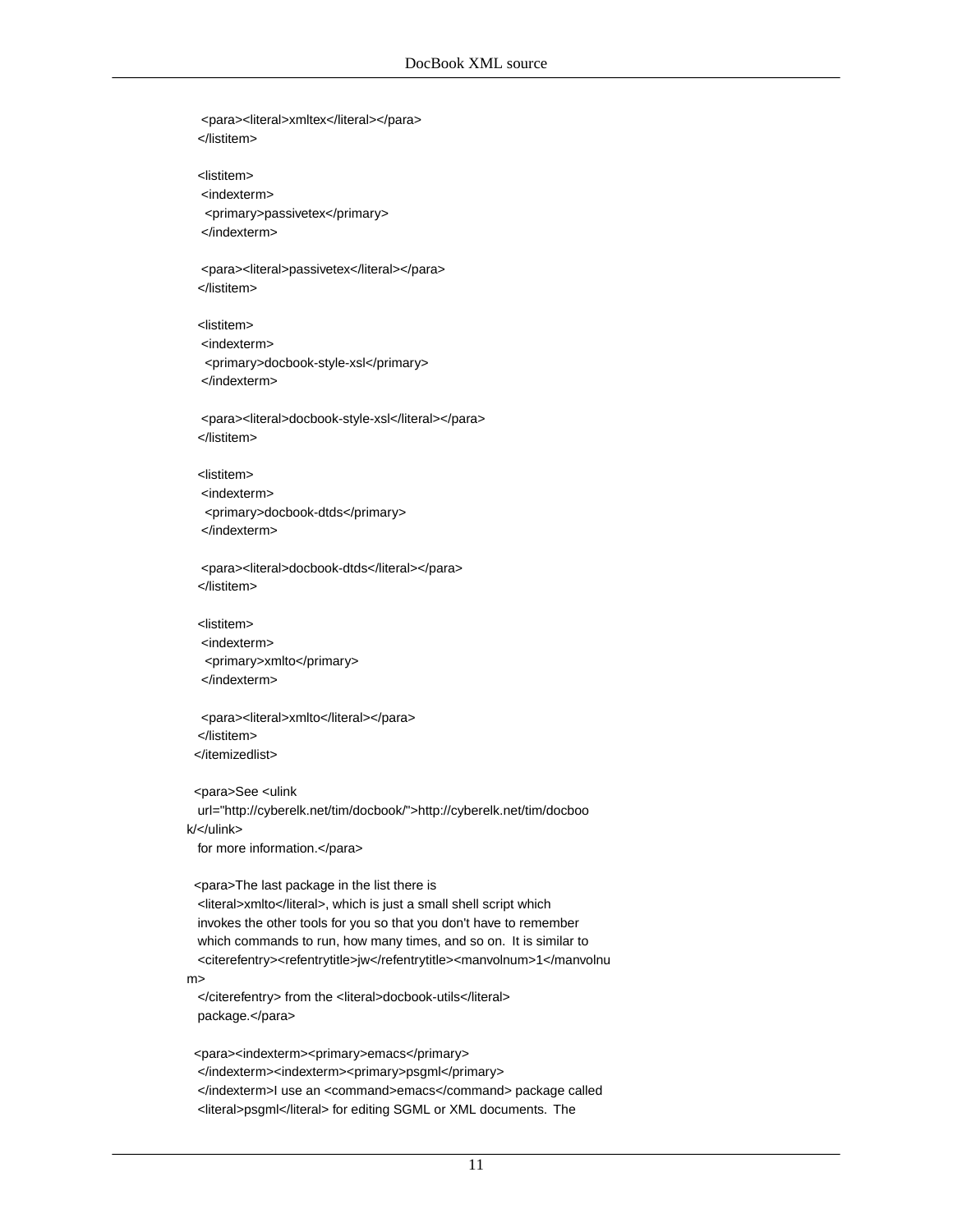```
    <para><literal>xmltex</literal></para>
   </listitem>

   <listitem>
    <indexterm>
     <primary>passivetex</primary>
    </indexterm>

    <para><literal>passivetex</literal></para>
   </listitem>

   <listitem>
    <indexterm>
     <primary>docbook-style-xsl</primary>
    </indexterm>

    <para><literal>docbook-style-xsl</literal></para>
   </listitem>

   <listitem>
    <indexterm>
     <primary>docbook-dtds</primary>
    </indexterm>

    <para><literal>docbook-dtds</literal></para>
   </listitem>

   <listitem>
    <indexterm>
     <primary>xmlto</primary>
    </indexterm>

    <para><literal>xmlto</literal></para>
   </listitem>
  </itemizedlist>

  <para>See <ulink
   url="http://cyberelk.net/tim/docbook/">http://cyberelk.net/tim/docboo
k/</ulink>
   for more information.</para>

  <para>The last package in the list there is
   <literal>xmlto</literal>, which is just a small shell script which
   invokes the other tools for you so that you don't have to remember
   which commands to run, how many times, and so on.  It is similar to
   <citerefentry><refentrytitle>jw</refentrytitle><manvolnum>1</manvolnu
m>
   </citerefentry> from the <literal>docbook-utils</literal>
   package.</para>

  <para><indexterm><primary>emacs</primary>
   </indexterm><indexterm><primary>psgml</primary>
   </indexterm>I use an <command>emacs</command> package called
   <literal>psgml</literal> for editing SGML or XML documents.  The
```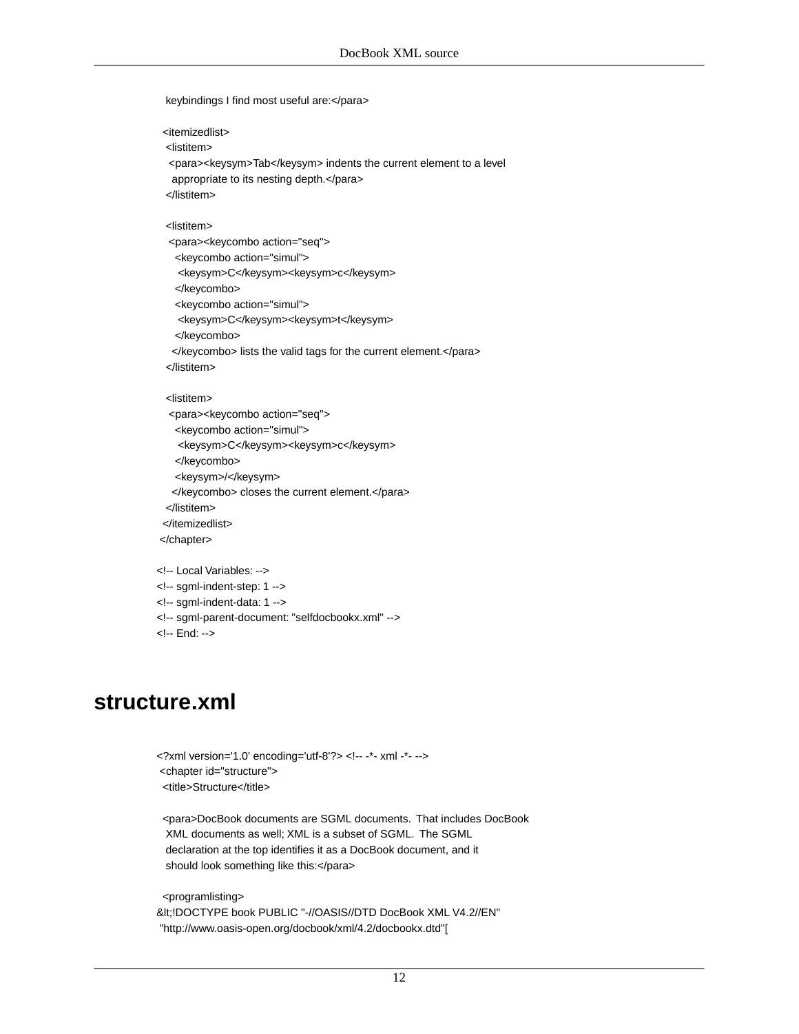```
  keybindings I find most useful are:</para>

 <itemizedlist>
  <listitem>
   <para><keysym>Tab</keysym> indents the current element to a level
    appropriate to its nesting depth.</para>
  </listitem>

  <listitem>
   <para><keycombo action="seq">
     <keycombo action="simul">
      <keysym>C</keysym><keysym>c</keysym>
     </keycombo>
     <keycombo action="simul">
      <keysym>C</keysym><keysym>t</keysym>
     </keycombo>
    </keycombo> lists the valid tags for the current element.</para>
  </listitem>

  <listitem>
   <para><keycombo action="seq">
     <keycombo action="simul">
      <keysym>C</keysym><keysym>c</keysym>
     </keycombo>
     <keysym>/</keysym>
    </keycombo> closes the current element.</para>
  </listitem>
 </itemizedlist>
</chapter>

<!-- Local Variables: -->
<!-- sgml-indent-step: 1 -->
<!-- sgml-indent-data: 1 -->
<!-- sgml-parent-document: "selfdocbookx.xml" -->
<!-- End: -->
```

# structure.xml

```
<?xml version='1.0' encoding='utf-8'?> <!-- -*- xml -*- -->
 <chapter id="structure">
  <title>Structure</title>

  <para>DocBook documents are SGML documents.  That includes DocBook
   XML documents as well; XML is a subset of SGML.  The SGML
   declaration at the top identifies it as a DocBook document, and it
   should look something like this:</para>

  <programlisting>
&lt;!DOCTYPE book PUBLIC "-//OASIS//DTD DocBook XML V4.2//EN"
 "http://www.oasis-open.org/docbook/xml/4.2/docbookx.dtd"[
```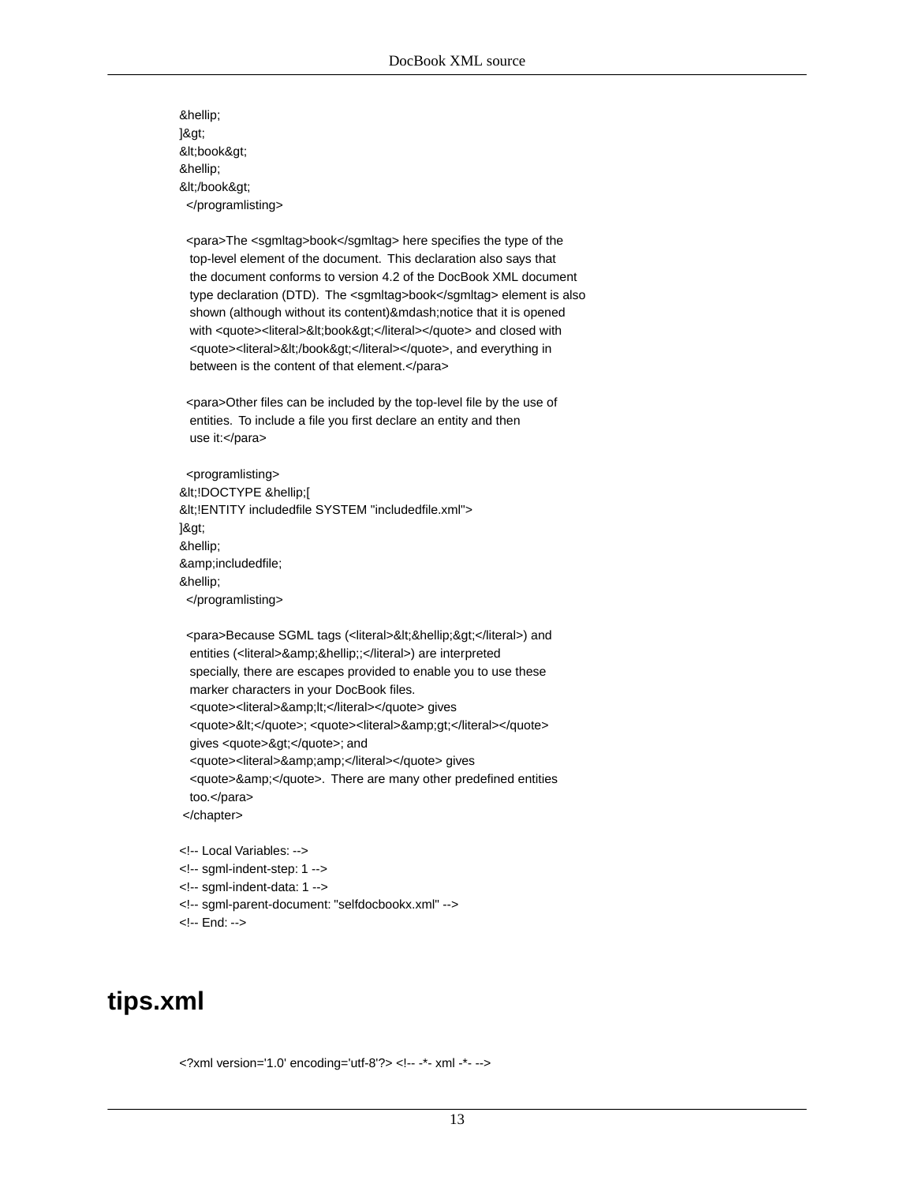```
&hellip;
]&gt;
&lt;book&gt;
&hellip;
&lt;/book&gt;
  </programlisting>

  <para>The <sgmltag>book</sgmltag> here specifies the type of the
   top-level element of the document.  This declaration also says that
   the document conforms to version 4.2 of the DocBook XML document
   type declaration (DTD).  The <sgmltag>book</sgmltag> element is also
   shown (although without its content)&mdash;notice that it is opened
   with <quote><literal>&lt;book&gt;</literal></quote> and closed with
   <quote><literal>&lt;/book&gt;</literal></quote>, and everything in
   between is the content of that element.</para>

  <para>Other files can be included by the top-level file by the use of
   entities.  To include a file you first declare an entity and then
   use it:</para>

  <programlisting>
&lt;!DOCTYPE &hellip;[
&lt;!ENTITY includedfile SYSTEM "includedfile.xml">
]&gt;
&hellip;
&amp;includedfile;
&hellip;
  </programlisting>

  <para>Because SGML tags (<literal>&lt;&hellip;&gt;</literal>) and
   entities (<literal>&amp;&hellip;;</literal>) are interpreted
   specially, there are escapes provided to enable you to use these
   marker characters in your DocBook files.
   <quote><literal>&amp;lt;</literal></quote> gives
   <quote>&lt;</quote>; <quote><literal>&amp;gt;</literal></quote>
   gives <quote>&gt;</quote>; and
   <quote><literal>&amp;amp;</literal></quote> gives
   <quote>&amp;</quote>.  There are many other predefined entities
   too.</para>
 </chapter>

<!-- Local Variables: -->
<!-- sgml-indent-step: 1 -->
<!-- sgml-indent-data: 1 -->
<!-- sgml-parent-document: "selfdocbookx.xml" -->
<!-- End: -->
```

# tips.xml

```
<?xml version='1.0' encoding='utf-8'?> <!-- -*- xml -*- -->
```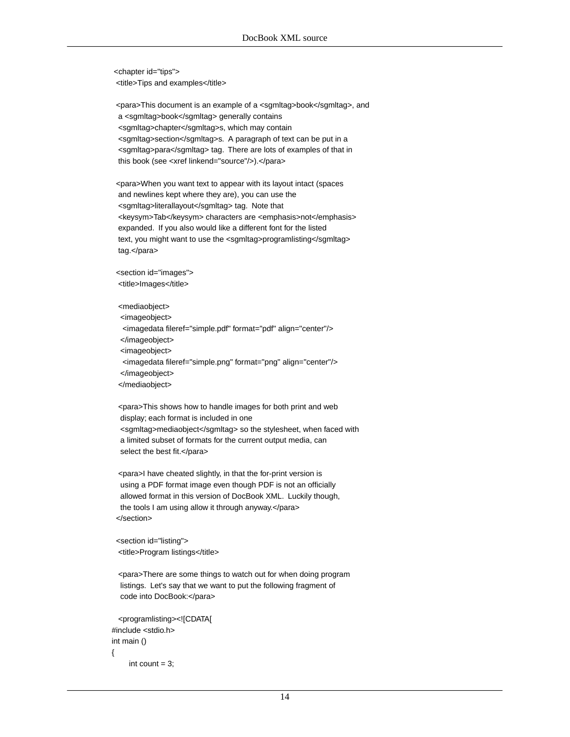```
<chapter id="tips">
 <title>Tips and examples</title>

 <para>This document is an example of a <sgmltag>book</sgmltag>, and
  a <sgmltag>book</sgmltag> generally contains
  <sgmltag>chapter</sgmltag>s, which may contain
  <sgmltag>section</sgmltag>s.  A paragraph of text can be put in a
  <sgmltag>para</sgmltag> tag.  There are lots of examples of that in
  this book (see <xref linkend="source"/>).</para>

 <para>When you want text to appear with its layout intact (spaces
  and newlines kept where they are), you can use the
  <sgmltag>literallayout</sgmltag> tag.  Note that
  <keysym>Tab</keysym> characters are <emphasis>not</emphasis>
  expanded.  If you also would like a different font for the listed
  text, you might want to use the <sgmltag>programlisting</sgmltag>
  tag.</para>

 <section id="images">
  <title>Images</title>

  <mediaobject>
   <imageobject>
    <imagedata fileref="simple.pdf" format="pdf" align="center"/>
   </imageobject>
   <imageobject>
    <imagedata fileref="simple.png" format="png" align="center"/>
   </imageobject>
  </mediaobject>

  <para>This shows how to handle images for both print and web
   display; each format is included in one
   <sgmltag>mediaobject</sgmltag> so the stylesheet, when faced with
   a limited subset of formats for the current output media, can
   select the best fit.</para>

  <para>I have cheated slightly, in that the for-print version is
   using a PDF format image even though PDF is not an officially
   allowed format in this version of DocBook XML.  Luckily though,
   the tools I am using allow it through anyway.</para>
 </section>

 <section id="listing">
  <title>Program listings</title>

  <para>There are some things to watch out for when doing program
   listings.  Let's say that we want to put the following fragment of
   code into DocBook:</para>

  <programlisting><![CDATA[
#include <stdio.h>
int main ()
{
       int count = 3;
```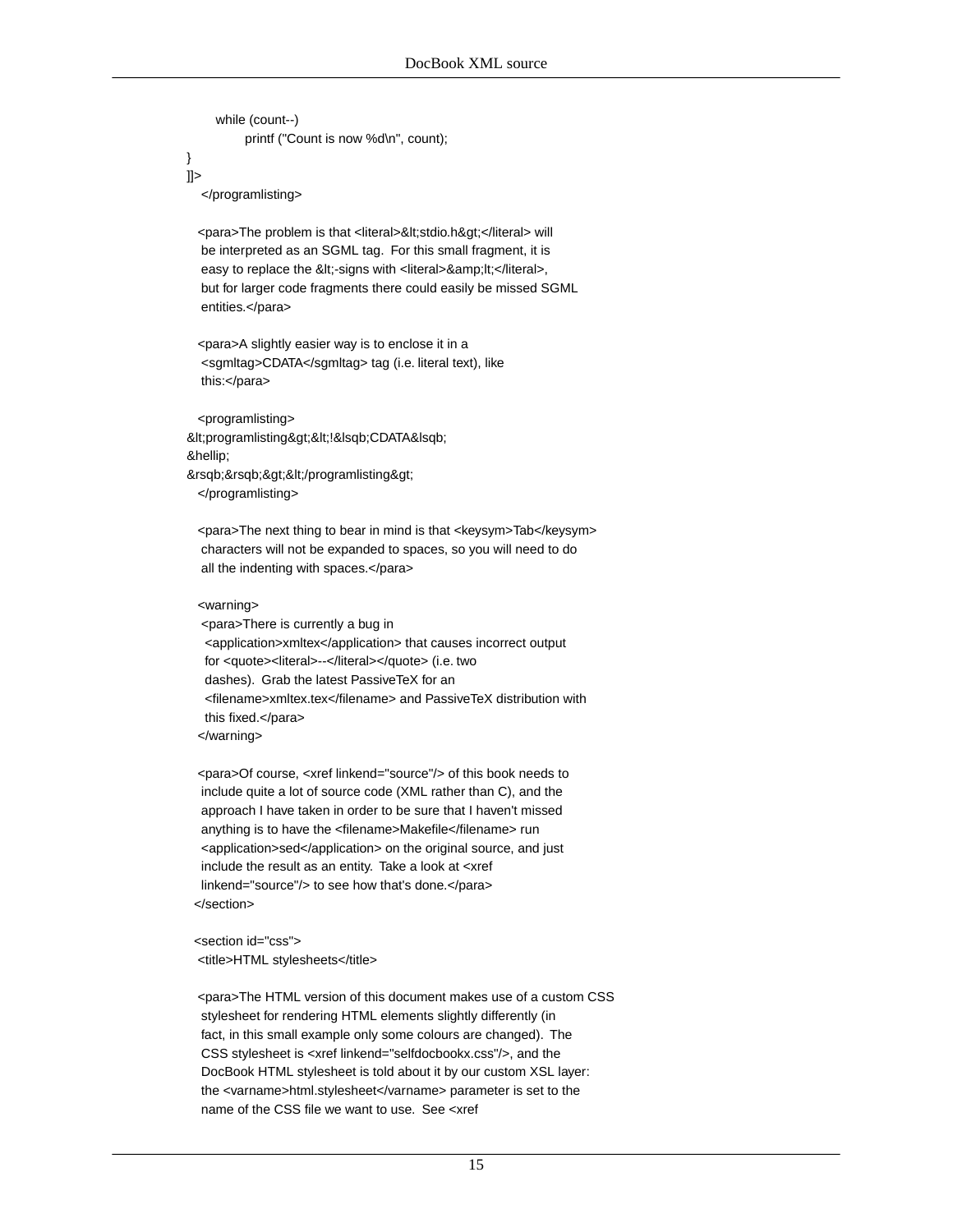```
        while (count--)
                printf ("Count is now %d\n", count);
}
]]>
    </programlisting>

   <para>The problem is that <literal>&lt;stdio.h&gt;</literal> will
    be interpreted as an SGML tag.  For this small fragment, it is
    easy to replace the &lt;-signs with <literal>&amp;lt;</literal>,
    but for larger code fragments there could easily be missed SGML
    entities.</para>

   <para>A slightly easier way is to enclose it in a
    <sgmltag>CDATA</sgmltag> tag (i.e. literal text), like
    this:</para>

   <programlisting>
&lt;programlisting&gt;&lt;!&lsqb;CDATA&lsqb;
&hellip;
&rsqb;&rsqb;&gt;&lt;/programlisting&gt;
   </programlisting>

   <para>The next thing to bear in mind is that <keysym>Tab</keysym>
    characters will not be expanded to spaces, so you will need to do
    all the indenting with spaces.</para>

   <warning>
    <para>There is currently a bug in
     <application>xmltex</application> that causes incorrect output
     for <quote><literal>--</literal></quote> (i.e. two
     dashes).  Grab the latest PassiveTeX for an
     <filename>xmltex.tex</filename> and PassiveTeX distribution with
     this fixed.</para>
   </warning>

   <para>Of course, <xref linkend="source"/> of this book needs to
    include quite a lot of source code (XML rather than C), and the
    approach I have taken in order to be sure that I haven't missed
    anything is to have the <filename>Makefile</filename> run
    <application>sed</application> on the original source, and just
    include the result as an entity.  Take a look at <xref
    linkend="source"/> to see how that's done.</para>
  </section>

  <section id="css">
   <title>HTML stylesheets</title>

   <para>The HTML version of this document makes use of a custom CSS
    stylesheet for rendering HTML elements slightly differently (in
    fact, in this small example only some colours are changed).  The
    CSS stylesheet is <xref linkend="selfdocbookx.css"/>, and the
    DocBook HTML stylesheet is told about it by our custom XSL layer:
    the <varname>html.stylesheet</varname> parameter is set to the
    name of the CSS file we want to use.  See <xref
```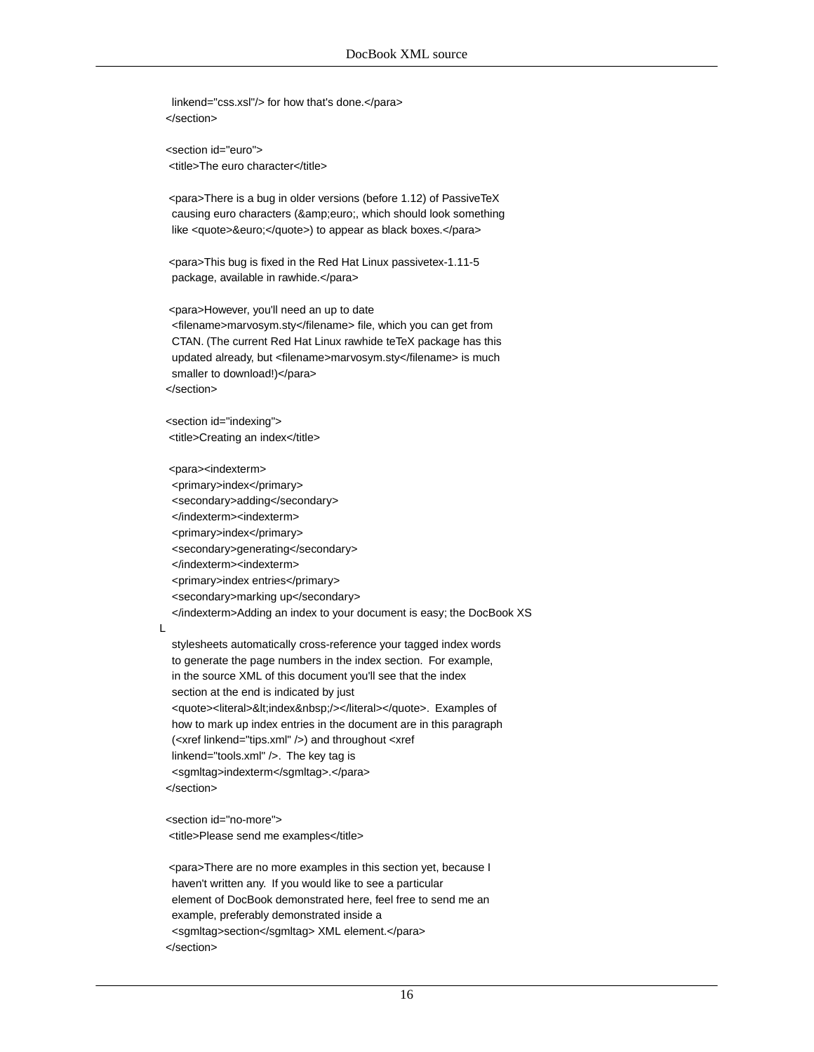```
  linkend="css.xsl"/> for how that's done.</para>
</section>

<section id="euro">
 <title>The euro character</title>

 <para>There is a bug in older versions (before 1.12) of PassiveTeX
  causing euro characters (&amp;euro;, which should look something
  like <quote>&euro;</quote>) to appear as black boxes.</para>

 <para>This bug is fixed in the Red Hat Linux passivetex-1.11-5
  package, available in rawhide.</para>

 <para>However, you'll need an up to date
  <filename>marvosym.sty</filename> file, which you can get from
  CTAN. (The current Red Hat Linux rawhide teTeX package has this
  updated already, but <filename>marvosym.sty</filename> is much
  smaller to download!)</para>
</section>

<section id="indexing">
 <title>Creating an index</title>

 <para><indexterm>
  <primary>index</primary>
  <secondary>adding</secondary>
  </indexterm><indexterm>
  <primary>index</primary>
  <secondary>generating</secondary>
  </indexterm><indexterm>
  <primary>index entries</primary>
  <secondary>marking up</secondary>
  </indexterm>Adding an index to your document is easy; the DocBook XS
L
  stylesheets automatically cross-reference your tagged index words
  to generate the page numbers in the index section.  For example,
  in the source XML of this document you'll see that the index
  section at the end is indicated by just
  <quote><literal>&lt;index&nbsp;/></literal></quote>.  Examples of
  how to mark up index entries in the document are in this paragraph
  (<xref linkend="tips.xml" />) and throughout <xref
  linkend="tools.xml" />.  The key tag is
  <sgmltag>indexterm</sgmltag>.</para>
</section>

<section id="no-more">
 <title>Please send me examples</title>

 <para>There are no more examples in this section yet, because I
  haven't written any.  If you would like to see a particular
  element of DocBook demonstrated here, feel free to send me an
  example, preferably demonstrated inside a
  <sgmltag>section</sgmltag> XML element.</para>
</section>
```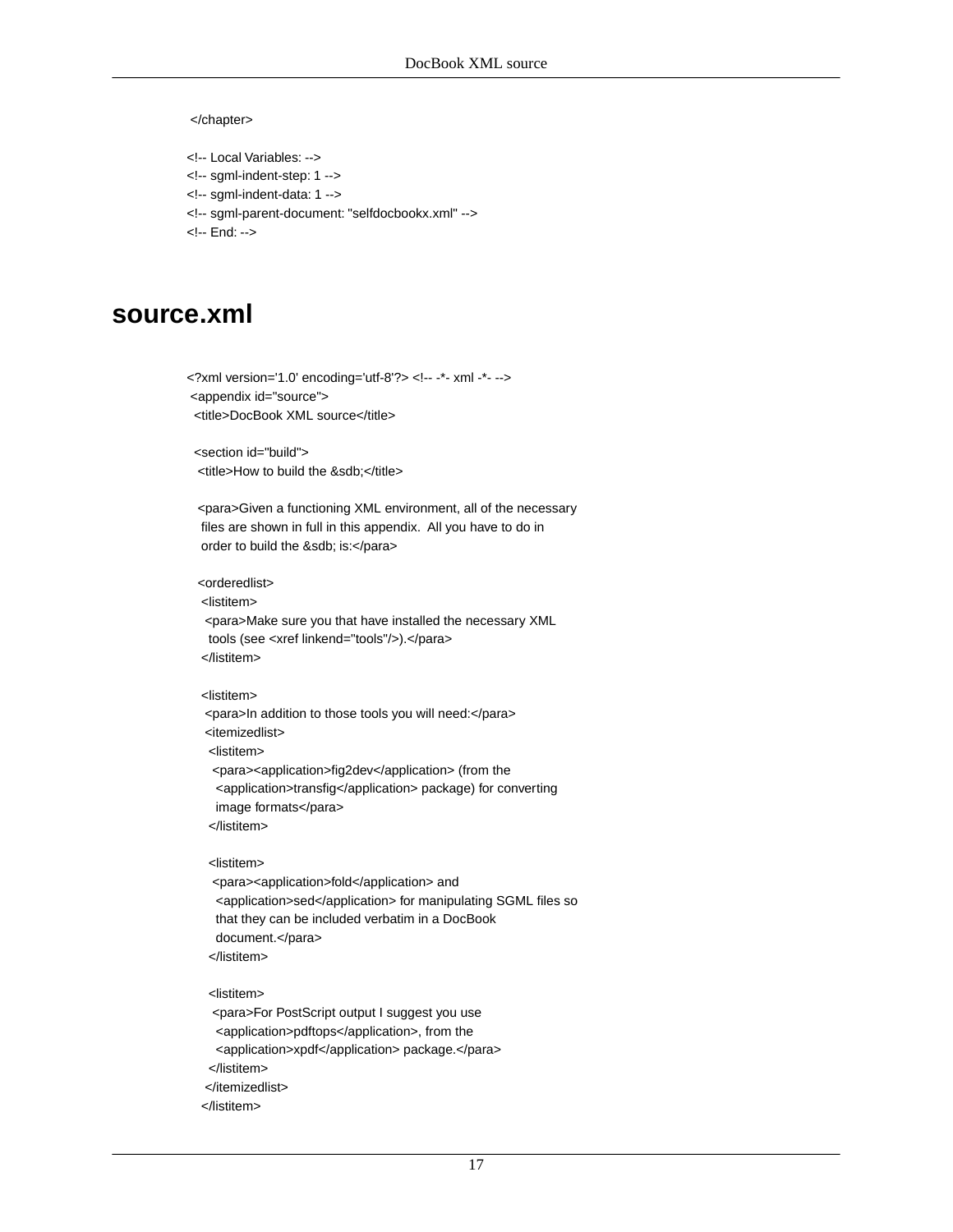```
 </chapter>

<!-- Local Variables: -->
<!-- sgml-indent-step: 1 -->
<!-- sgml-indent-data: 1 -->
<!-- sgml-parent-document: "selfdocbookx.xml" -->
<!-- End: -->
```

## source.xml

```
<?xml version='1.0' encoding='utf-8'?> <!-- -*- xml -*- -->
 <appendix id="source">
  <title>DocBook XML source</title>

  <section id="build">
   <title>How to build the &sdb;</title>

   <para>Given a functioning XML environment, all of the necessary
    files are shown in full in this appendix.  All you have to do in
    order to build the &sdb; is:</para>

   <orderedlist>
    <listitem>
     <para>Make sure you that have installed the necessary XML
      tools (see <xref linkend="tools"/>).</para>
    </listitem>

    <listitem>
     <para>In addition to those tools you will need:</para>
     <itemizedlist>
      <listitem>
       <para><application>fig2dev</application> (from the
        <application>transfig</application> package) for converting
        image formats</para>
      </listitem>

      <listitem>
       <para><application>fold</application> and
        <application>sed</application> for manipulating SGML files so
        that they can be included verbatim in a DocBook
        document.</para>
      </listitem>

      <listitem>
       <para>For PostScript output I suggest you use
        <application>pdftops</application>, from the
        <application>xpdf</application> package.</para>
      </listitem>
     </itemizedlist>
    </listitem>
```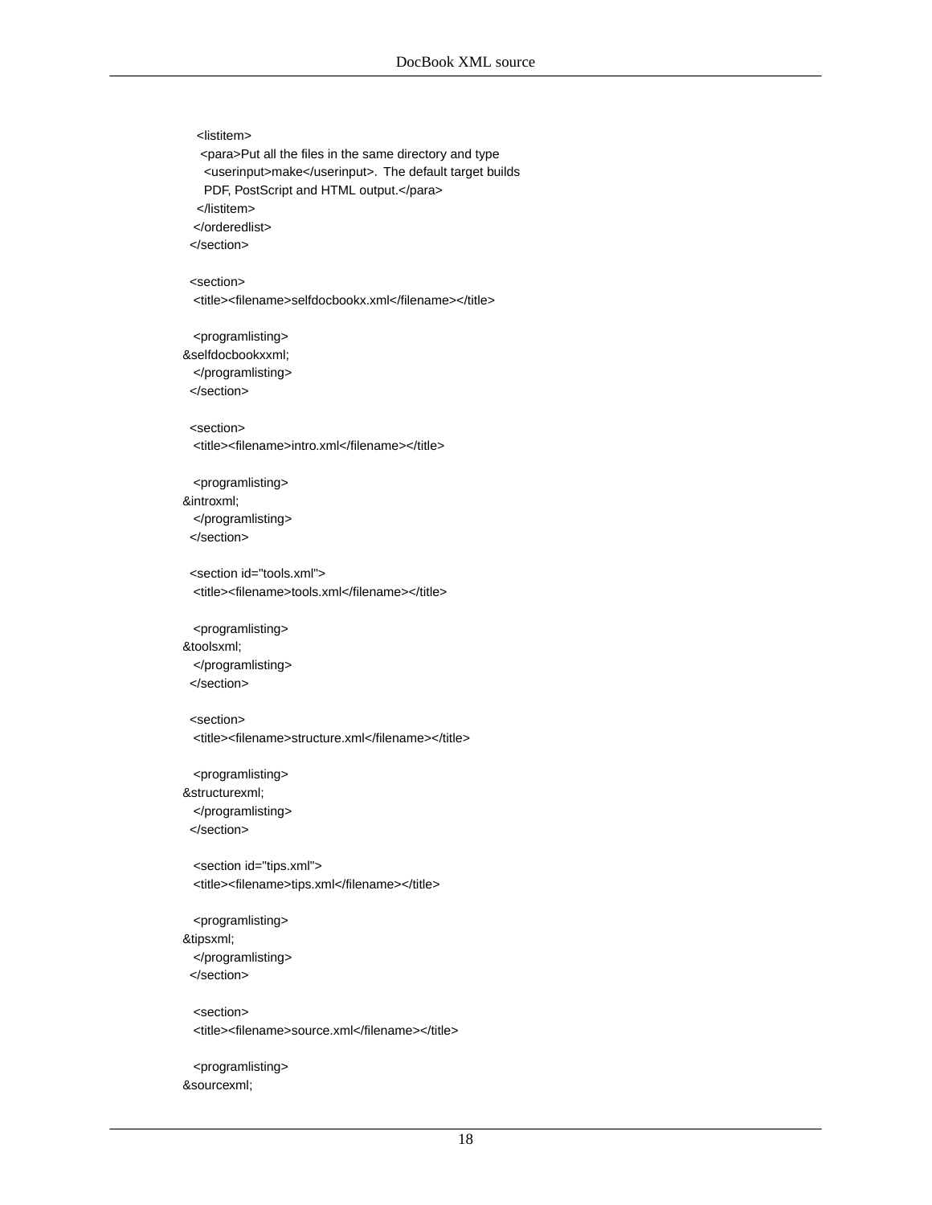```
    <listitem>
     <para>Put all the files in the same directory and type
      <userinput>make</userinput>.  The default target builds
      PDF, PostScript and HTML output.</para>
    </listitem>
   </orderedlist>
  </section>

  <section>
   <title><filename>selfdocbookx.xml</filename></title>

   <programlisting>
&selfdocbookxxml;
   </programlisting>
  </section>

  <section>
   <title><filename>intro.xml</filename></title>

   <programlisting>
&introxml;
   </programlisting>
  </section>

  <section id="tools.xml">
   <title><filename>tools.xml</filename></title>

   <programlisting>
&toolsxml;
   </programlisting>
  </section>

  <section>
   <title><filename>structure.xml</filename></title>

   <programlisting>
&structurexml;
   </programlisting>
  </section>

   <section id="tips.xml">
   <title><filename>tips.xml</filename></title>

   <programlisting>
&tipsxml;
   </programlisting>
  </section>

   <section>
   <title><filename>source.xml</filename></title>

   <programlisting>
&sourcexml;
```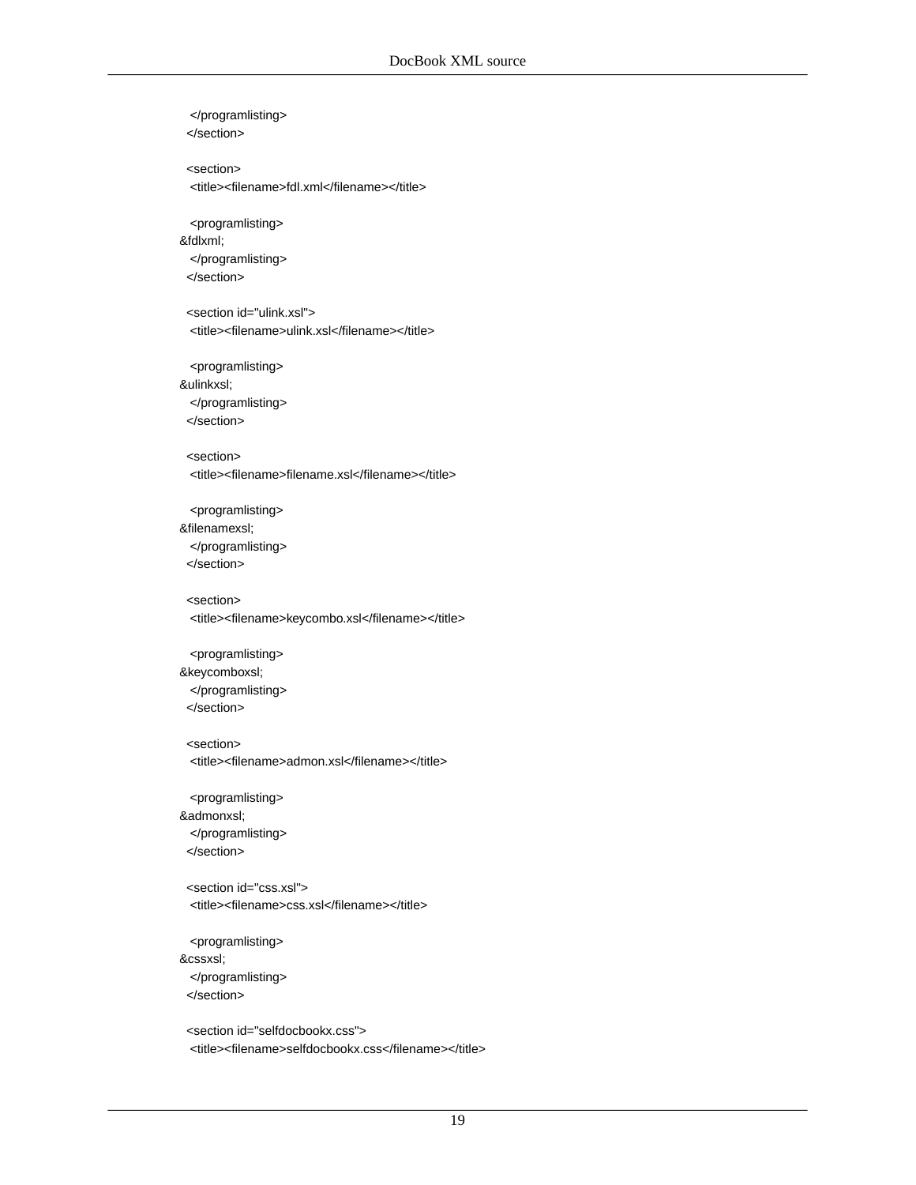```
  </programlisting>
 </section>

 <section>
  <title><filename>fdl.xml</filename></title>

  <programlisting>
&fdlxml;
  </programlisting>
 </section>

 <section id="ulink.xsl">
  <title><filename>ulink.xsl</filename></title>

  <programlisting>
&ulinkxsl;
  </programlisting>
 </section>

 <section>
  <title><filename>filename.xsl</filename></title>

  <programlisting>
&filenamexsl;
  </programlisting>
 </section>

 <section>
  <title><filename>keycombo.xsl</filename></title>

  <programlisting>
&keycomboxsl;
  </programlisting>
 </section>

 <section>
  <title><filename>admon.xsl</filename></title>

  <programlisting>
&admonxsl;
  </programlisting>
 </section>

 <section id="css.xsl">
  <title><filename>css.xsl</filename></title>

  <programlisting>
&cssxsl;
  </programlisting>
 </section>

 <section id="selfdocbookx.css">
  <title><filename>selfdocbookx.css</filename></title>
```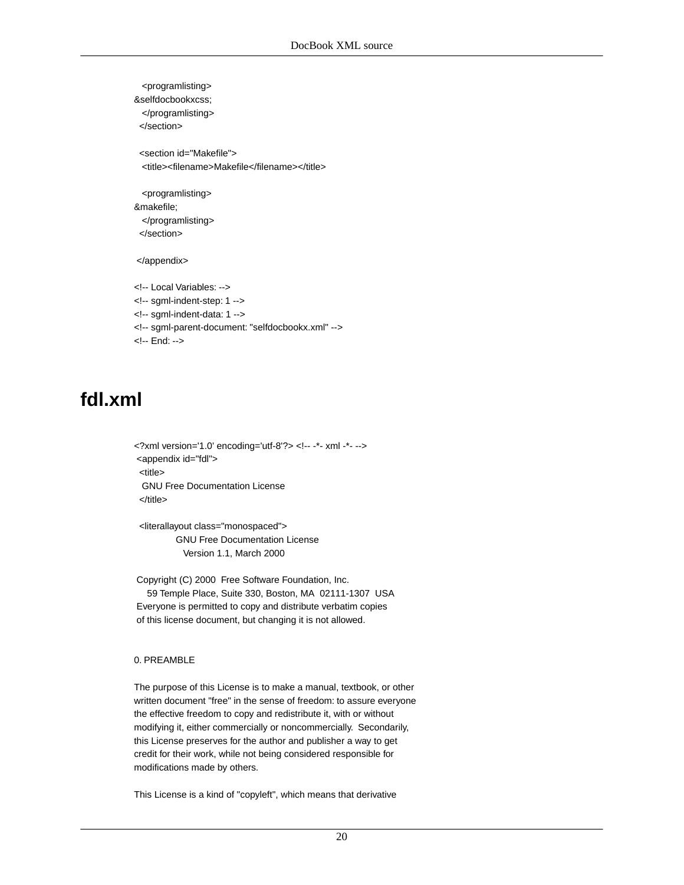```
   <programlisting>
&selfdocbookxcss;
   </programlisting>
  </section>

  <section id="Makefile">
   <title><filename>Makefile</filename></title>

   <programlisting>
&makefile;
   </programlisting>
  </section>

 </appendix>

<!-- Local Variables: -->
<!-- sgml-indent-step: 1 -->
<!-- sgml-indent-data: 1 -->
<!-- sgml-parent-document: "selfdocbookx.xml" -->
<!-- End: -->
```

## fdl.xml

```
<?xml version='1.0' encoding='utf-8'?> <!-- -*- xml -*- -->
 <appendix id="fdl">
  <title>
   GNU Free Documentation License
  </title>

  <literallayout class="monospaced">
              GNU Free Documentation License
                 Version 1.1, March 2000

 Copyright (C) 2000  Free Software Foundation, Inc.
     59 Temple Place, Suite 330, Boston, MA  02111-1307  USA
 Everyone is permitted to copy and distribute verbatim copies
 of this license document, but changing it is not allowed.


0. PREAMBLE

The purpose of this License is to make a manual, textbook, or other
written document "free" in the sense of freedom: to assure everyone
the effective freedom to copy and redistribute it, with or without
modifying it, either commercially or noncommercially.  Secondarily,
this License preserves for the author and publisher a way to get
credit for their work, while not being considered responsible for
modifications made by others.

This License is a kind of "copyleft", which means that derivative
```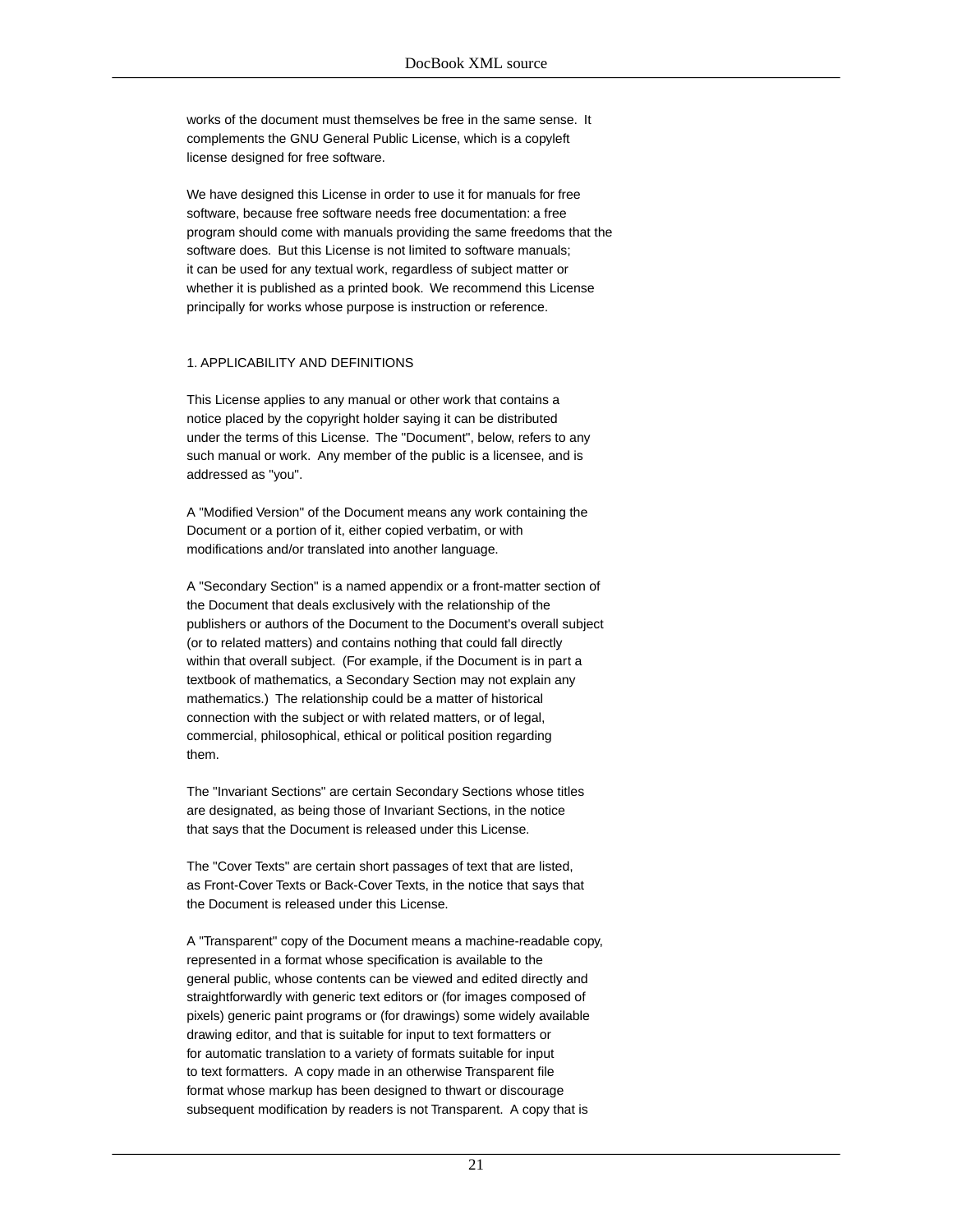works of the document must themselves be free in the same sense. It complements the GNU General Public License, which is a copyleft license designed for free software.

We have designed this License in order to use it for manuals for free software, because free software needs free documentation: a free program should come with manuals providing the same freedoms that the software does. But this License is not limited to software manuals; it can be used for any textual work, regardless of subject matter or whether it is published as a printed book. We recommend this License principally for works whose purpose is instruction or reference.

1. APPLICABILITY AND DEFINITIONS

This License applies to any manual or other work that contains a notice placed by the copyright holder saying it can be distributed under the terms of this License. The "Document", below, refers to any such manual or work. Any member of the public is a licensee, and is addressed as "you".

A "Modified Version" of the Document means any work containing the Document or a portion of it, either copied verbatim, or with modifications and/or translated into another language.

A "Secondary Section" is a named appendix or a front-matter section of the Document that deals exclusively with the relationship of the publishers or authors of the Document to the Document's overall subject (or to related matters) and contains nothing that could fall directly within that overall subject. (For example, if the Document is in part a textbook of mathematics, a Secondary Section may not explain any mathematics.) The relationship could be a matter of historical connection with the subject or with related matters, or of legal, commercial, philosophical, ethical or political position regarding them.

The "Invariant Sections" are certain Secondary Sections whose titles are designated, as being those of Invariant Sections, in the notice that says that the Document is released under this License.

The "Cover Texts" are certain short passages of text that are listed, as Front-Cover Texts or Back-Cover Texts, in the notice that says that the Document is released under this License.

A "Transparent" copy of the Document means a machine-readable copy, represented in a format whose specification is available to the general public, whose contents can be viewed and edited directly and straightforwardly with generic text editors or (for images composed of pixels) generic paint programs or (for drawings) some widely available drawing editor, and that is suitable for input to text formatters or for automatic translation to a variety of formats suitable for input to text formatters. A copy made in an otherwise Transparent file format whose markup has been designed to thwart or discourage subsequent modification by readers is not Transparent. A copy that is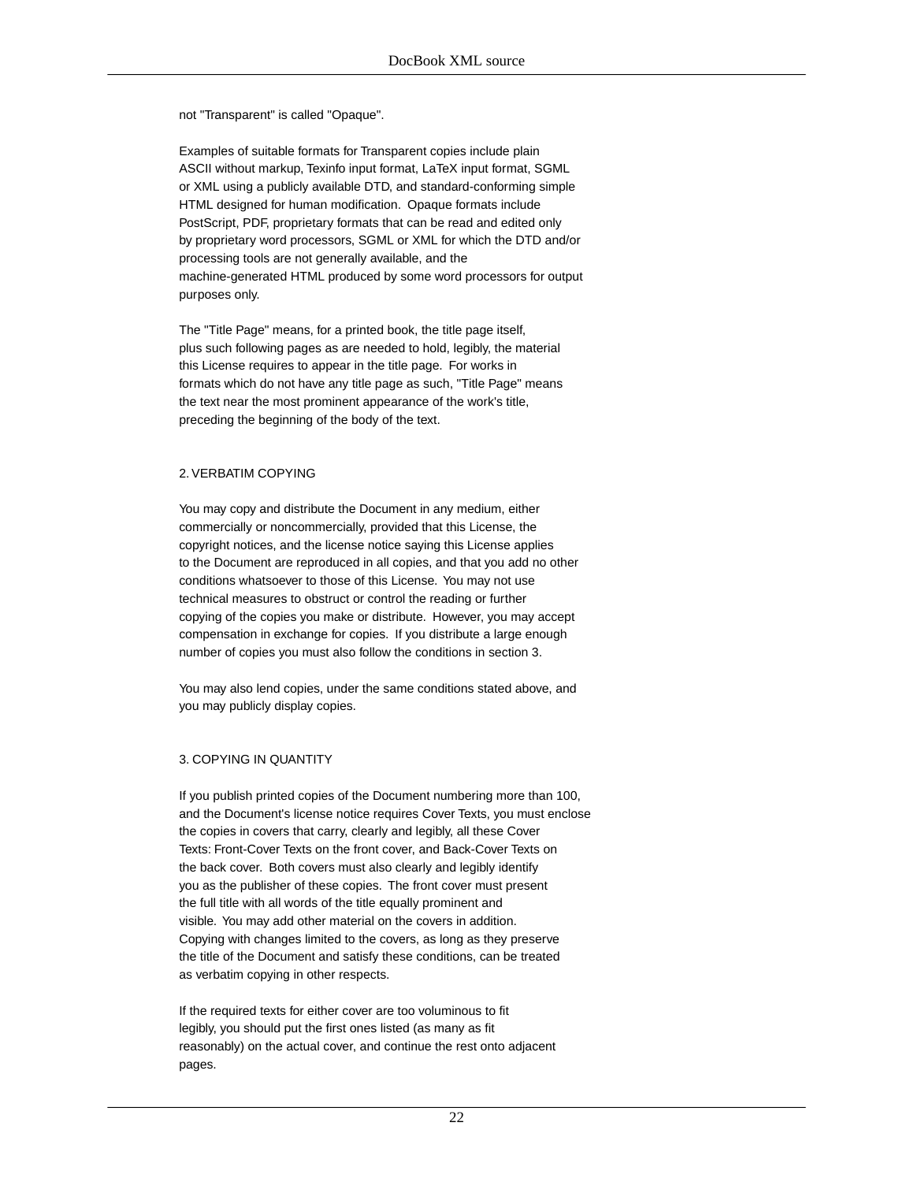not "Transparent" is called "Opaque".

Examples of suitable formats for Transparent copies include plain ASCII without markup, Texinfo input format, LaTeX input format, SGML or XML using a publicly available DTD, and standard-conforming simple HTML designed for human modification. Opaque formats include PostScript, PDF, proprietary formats that can be read and edited only by proprietary word processors, SGML or XML for which the DTD and/or processing tools are not generally available, and the machine-generated HTML produced by some word processors for output purposes only.

The "Title Page" means, for a printed book, the title page itself, plus such following pages as are needed to hold, legibly, the material this License requires to appear in the title page. For works in formats which do not have any title page as such, "Title Page" means the text near the most prominent appearance of the work's title, preceding the beginning of the body of the text.

## 2. VERBATIM COPYING

You may copy and distribute the Document in any medium, either commercially or noncommercially, provided that this License, the copyright notices, and the license notice saying this License applies to the Document are reproduced in all copies, and that you add no other conditions whatsoever to those of this License. You may not use technical measures to obstruct or control the reading or further copying of the copies you make or distribute. However, you may accept compensation in exchange for copies. If you distribute a large enough number of copies you must also follow the conditions in section 3.

You may also lend copies, under the same conditions stated above, and you may publicly display copies.

## 3. COPYING IN QUANTITY

If you publish printed copies of the Document numbering more than 100, and the Document's license notice requires Cover Texts, you must enclose the copies in covers that carry, clearly and legibly, all these Cover Texts: Front-Cover Texts on the front cover, and Back-Cover Texts on the back cover. Both covers must also clearly and legibly identify you as the publisher of these copies. The front cover must present the full title with all words of the title equally prominent and visible. You may add other material on the covers in addition. Copying with changes limited to the covers, as long as they preserve the title of the Document and satisfy these conditions, can be treated as verbatim copying in other respects.

If the required texts for either cover are too voluminous to fit legibly, you should put the first ones listed (as many as fit reasonably) on the actual cover, and continue the rest onto adjacent pages.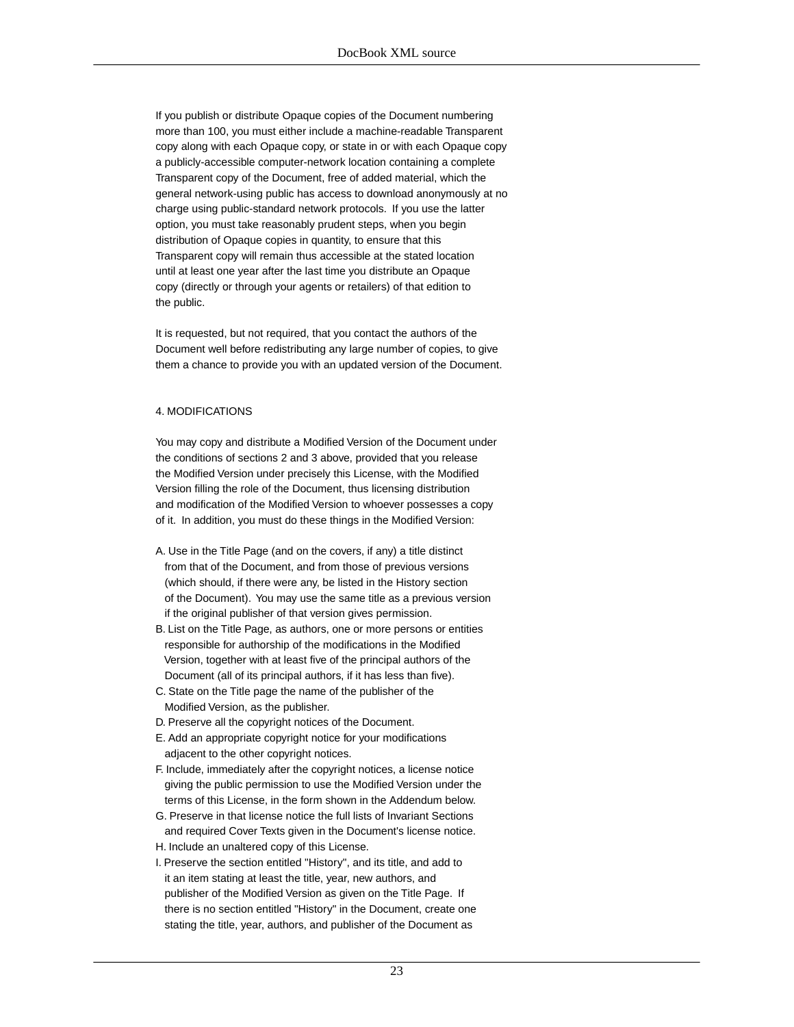If you publish or distribute Opaque copies of the Document numbering more than 100, you must either include a machine-readable Transparent copy along with each Opaque copy, or state in or with each Opaque copy a publicly-accessible computer-network location containing a complete Transparent copy of the Document, free of added material, which the general network-using public has access to download anonymously at no charge using public-standard network protocols. If you use the latter option, you must take reasonably prudent steps, when you begin distribution of Opaque copies in quantity, to ensure that this Transparent copy will remain thus accessible at the stated location until at least one year after the last time you distribute an Opaque copy (directly or through your agents or retailers) of that edition to the public.

It is requested, but not required, that you contact the authors of the Document well before redistributing any large number of copies, to give them a chance to provide you with an updated version of the Document.

4. MODIFICATIONS

You may copy and distribute a Modified Version of the Document under the conditions of sections 2 and 3 above, provided that you release the Modified Version under precisely this License, with the Modified Version filling the role of the Document, thus licensing distribution and modification of the Modified Version to whoever possesses a copy of it. In addition, you must do these things in the Modified Version:

A. Use in the Title Page (and on the covers, if any) a title distinct from that of the Document, and from those of previous versions (which should, if there were any, be listed in the History section of the Document). You may use the same title as a previous version if the original publisher of that version gives permission.
B. List on the Title Page, as authors, one or more persons or entities responsible for authorship of the modifications in the Modified Version, together with at least five of the principal authors of the Document (all of its principal authors, if it has less than five).
C. State on the Title page the name of the publisher of the Modified Version, as the publisher.
D. Preserve all the copyright notices of the Document.
E. Add an appropriate copyright notice for your modifications adjacent to the other copyright notices.
F. Include, immediately after the copyright notices, a license notice giving the public permission to use the Modified Version under the terms of this License, in the form shown in the Addendum below.
G. Preserve in that license notice the full lists of Invariant Sections and required Cover Texts given in the Document's license notice.
H. Include an unaltered copy of this License.
I. Preserve the section entitled "History", and its title, and add to it an item stating at least the title, year, new authors, and publisher of the Modified Version as given on the Title Page. If there is no section entitled "History" in the Document, create one stating the title, year, authors, and publisher of the Document as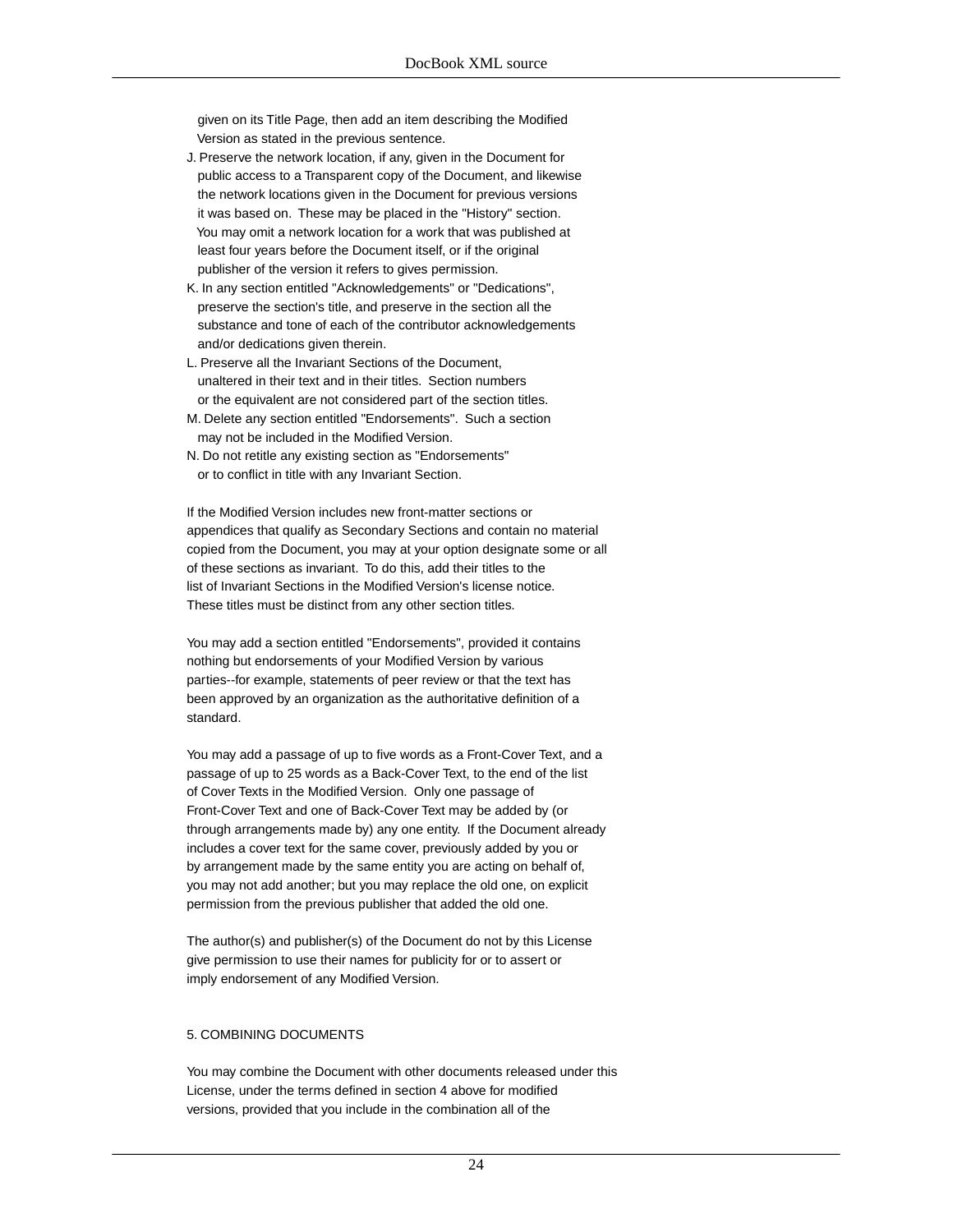given on its Title Page, then add an item describing the Modified
   Version as stated in the previous sentence.

J. Preserve the network location, if any, given in the Document for
   public access to a Transparent copy of the Document, and likewise
   the network locations given in the Document for previous versions
   it was based on. These may be placed in the "History" section.
   You may omit a network location for a work that was published at
   least four years before the Document itself, or if the original
   publisher of the version it refers to gives permission.

K. In any section entitled "Acknowledgements" or "Dedications",
   preserve the section's title, and preserve in the section all the
   substance and tone of each of the contributor acknowledgements
   and/or dedications given therein.

L. Preserve all the Invariant Sections of the Document,
   unaltered in their text and in their titles. Section numbers
   or the equivalent are not considered part of the section titles.

M. Delete any section entitled "Endorsements". Such a section
   may not be included in the Modified Version.

N. Do not retitle any existing section as "Endorsements"
   or to conflict in title with any Invariant Section.

If the Modified Version includes new front-matter sections or
appendices that qualify as Secondary Sections and contain no material
copied from the Document, you may at your option designate some or all
of these sections as invariant. To do this, add their titles to the
list of Invariant Sections in the Modified Version's license notice.
These titles must be distinct from any other section titles.

You may add a section entitled "Endorsements", provided it contains
nothing but endorsements of your Modified Version by various
parties--for example, statements of peer review or that the text has
been approved by an organization as the authoritative definition of a
standard.

You may add a passage of up to five words as a Front-Cover Text, and a
passage of up to 25 words as a Back-Cover Text, to the end of the list
of Cover Texts in the Modified Version. Only one passage of
Front-Cover Text and one of Back-Cover Text may be added by (or
through arrangements made by) any one entity. If the Document already
includes a cover text for the same cover, previously added by you or
by arrangement made by the same entity you are acting on behalf of,
you may not add another; but you may replace the old one, on explicit
permission from the previous publisher that added the old one.

The author(s) and publisher(s) of the Document do not by this License
give permission to use their names for publicity for or to assert or
imply endorsement of any Modified Version.

5. COMBINING DOCUMENTS

You may combine the Document with other documents released under this
License, under the terms defined in section 4 above for modified
versions, provided that you include in the combination all of the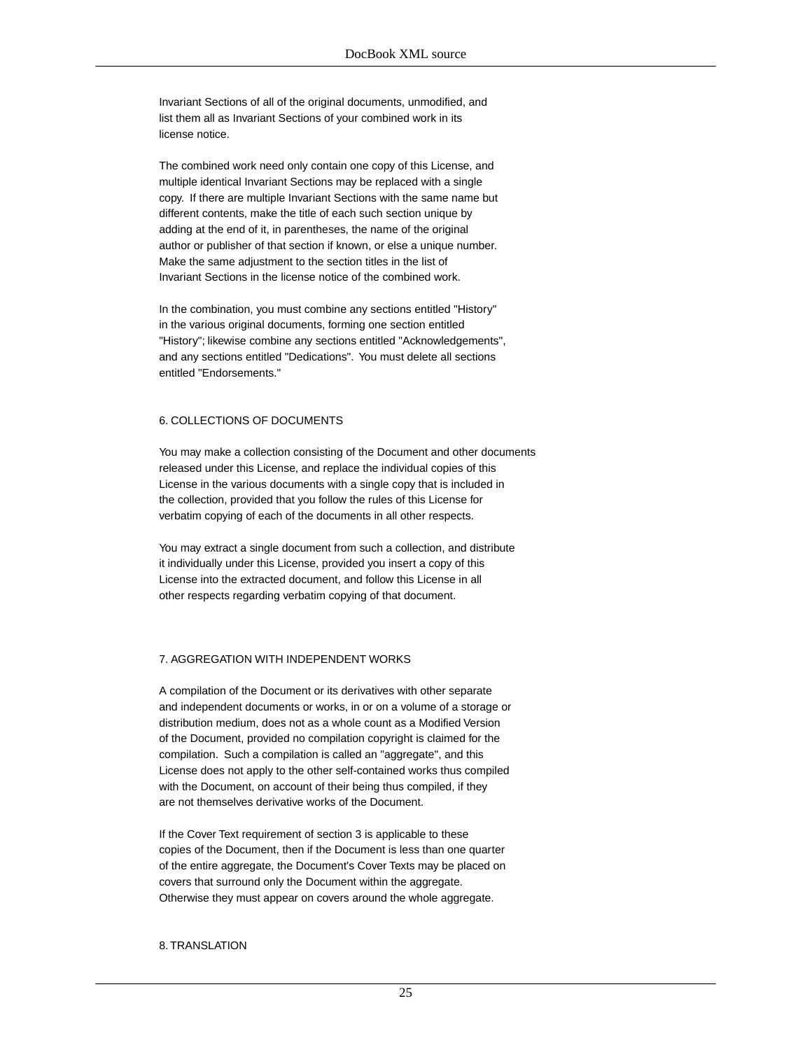Invariant Sections of all of the original documents, unmodified, and
list them all as Invariant Sections of your combined work in its
license notice.

The combined work need only contain one copy of this License, and
multiple identical Invariant Sections may be replaced with a single
copy.  If there are multiple Invariant Sections with the same name but
different contents, make the title of each such section unique by
adding at the end of it, in parentheses, the name of the original
author or publisher of that section if known, or else a unique number.
Make the same adjustment to the section titles in the list of
Invariant Sections in the license notice of the combined work.

In the combination, you must combine any sections entitled "History"
in the various original documents, forming one section entitled
"History"; likewise combine any sections entitled "Acknowledgements",
and any sections entitled "Dedications".  You must delete all sections
entitled "Endorsements."

6. COLLECTIONS OF DOCUMENTS

You may make a collection consisting of the Document and other documents
released under this License, and replace the individual copies of this
License in the various documents with a single copy that is included in
the collection, provided that you follow the rules of this License for
verbatim copying of each of the documents in all other respects.

You may extract a single document from such a collection, and distribute
it individually under this License, provided you insert a copy of this
License into the extracted document, and follow this License in all
other respects regarding verbatim copying of that document.

7. AGGREGATION WITH INDEPENDENT WORKS

A compilation of the Document or its derivatives with other separate
and independent documents or works, in or on a volume of a storage or
distribution medium, does not as a whole count as a Modified Version
of the Document, provided no compilation copyright is claimed for the
compilation.  Such a compilation is called an "aggregate", and this
License does not apply to the other self-contained works thus compiled
with the Document, on account of their being thus compiled, if they
are not themselves derivative works of the Document.

If the Cover Text requirement of section 3 is applicable to these
copies of the Document, then if the Document is less than one quarter
of the entire aggregate, the Document's Cover Texts may be placed on
covers that surround only the Document within the aggregate.
Otherwise they must appear on covers around the whole aggregate.

8. TRANSLATION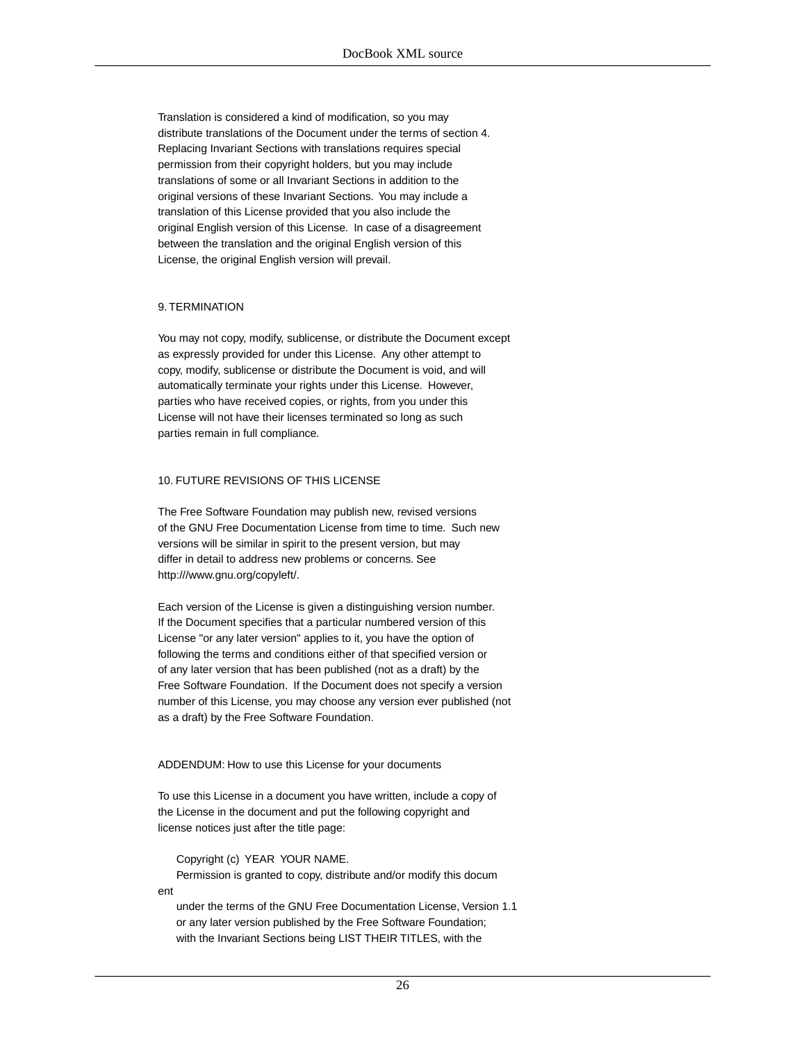Translation is considered a kind of modification, so you may distribute translations of the Document under the terms of section 4. Replacing Invariant Sections with translations requires special permission from their copyright holders, but you may include translations of some or all Invariant Sections in addition to the original versions of these Invariant Sections. You may include a translation of this License provided that you also include the original English version of this License. In case of a disagreement between the translation and the original English version of this License, the original English version will prevail.

9. TERMINATION

You may not copy, modify, sublicense, or distribute the Document except as expressly provided for under this License. Any other attempt to copy, modify, sublicense or distribute the Document is void, and will automatically terminate your rights under this License. However, parties who have received copies, or rights, from you under this License will not have their licenses terminated so long as such parties remain in full compliance.

10. FUTURE REVISIONS OF THIS LICENSE

The Free Software Foundation may publish new, revised versions of the GNU Free Documentation License from time to time. Such new versions will be similar in spirit to the present version, but may differ in detail to address new problems or concerns. See http:///www.gnu.org/copyleft/.

Each version of the License is given a distinguishing version number. If the Document specifies that a particular numbered version of this License "or any later version" applies to it, you have the option of following the terms and conditions either of that specified version or of any later version that has been published (not as a draft) by the Free Software Foundation. If the Document does not specify a version number of this License, you may choose any version ever published (not as a draft) by the Free Software Foundation.

ADDENDUM: How to use this License for your documents

To use this License in a document you have written, include a copy of the License in the document and put the following copyright and license notices just after the title page:

```
      Copyright (c)  YEAR  YOUR NAME.
      Permission is granted to copy, distribute and/or modify this docum
ent
      under the terms of the GNU Free Documentation License, Version 1.1
      or any later version published by the Free Software Foundation;
      with the Invariant Sections being LIST THEIR TITLES, with the
```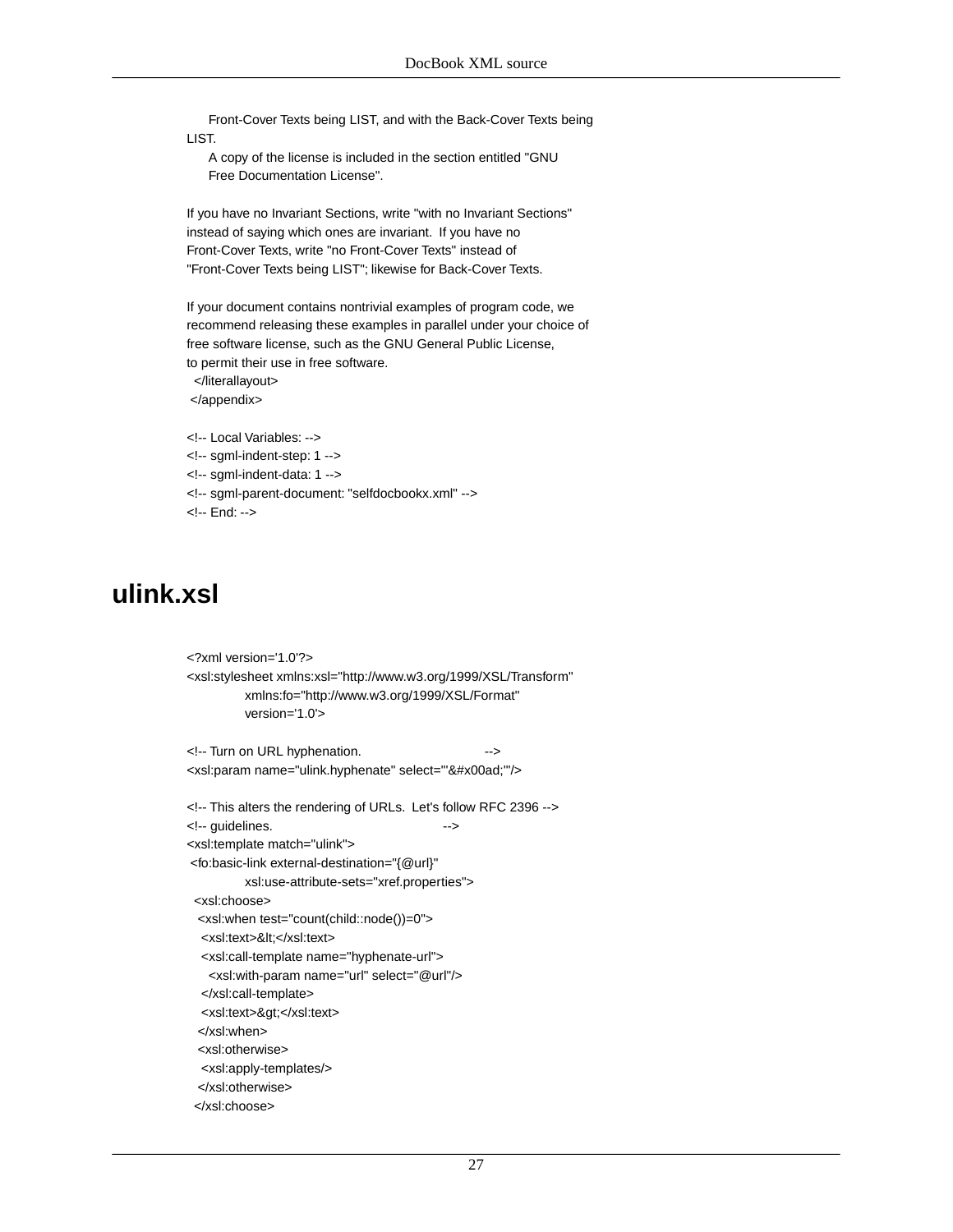```
     Front-Cover Texts being LIST, and with the Back-Cover Texts being
LIST.
     A copy of the license is included in the section entitled "GNU
     Free Documentation License".

If you have no Invariant Sections, write "with no Invariant Sections"
instead of saying which ones are invariant.  If you have no
Front-Cover Texts, write "no Front-Cover Texts" instead of
"Front-Cover Texts being LIST"; likewise for Back-Cover Texts.

If your document contains nontrivial examples of program code, we
recommend releasing these examples in parallel under your choice of
free software license, such as the GNU General Public License,
to permit their use in free software.
  </literallayout>
 </appendix>

<!-- Local Variables: -->
<!-- sgml-indent-step: 1 -->
<!-- sgml-indent-data: 1 -->
<!-- sgml-parent-document: "selfdocbookx.xml" -->
<!-- End: -->
```

# ulink.xsl

```
<?xml version='1.0'?>
<xsl:stylesheet xmlns:xsl="http://www.w3.org/1999/XSL/Transform"
                xmlns:fo="http://www.w3.org/1999/XSL/Format"
                version='1.0'>

<!-- Turn on URL hyphenation.                           -->
<xsl:param name="ulink.hyphenate" select="'&#x00ad;'"/>

<!-- This alters the rendering of URLs.  Let's follow RFC 2396 -->
<!-- guidelines.                                        -->
<xsl:template match="ulink">
 <fo:basic-link external-destination="{@url}"
                xsl:use-attribute-sets="xref.properties">
  <xsl:choose>
   <xsl:when test="count(child::node())=0">
    <xsl:text>&lt;</xsl:text>
    <xsl:call-template name="hyphenate-url">
      <xsl:with-param name="url" select="@url"/>
    </xsl:call-template>
    <xsl:text>&gt;</xsl:text>
   </xsl:when>
   <xsl:otherwise>
    <xsl:apply-templates/>
   </xsl:otherwise>
  </xsl:choose>
```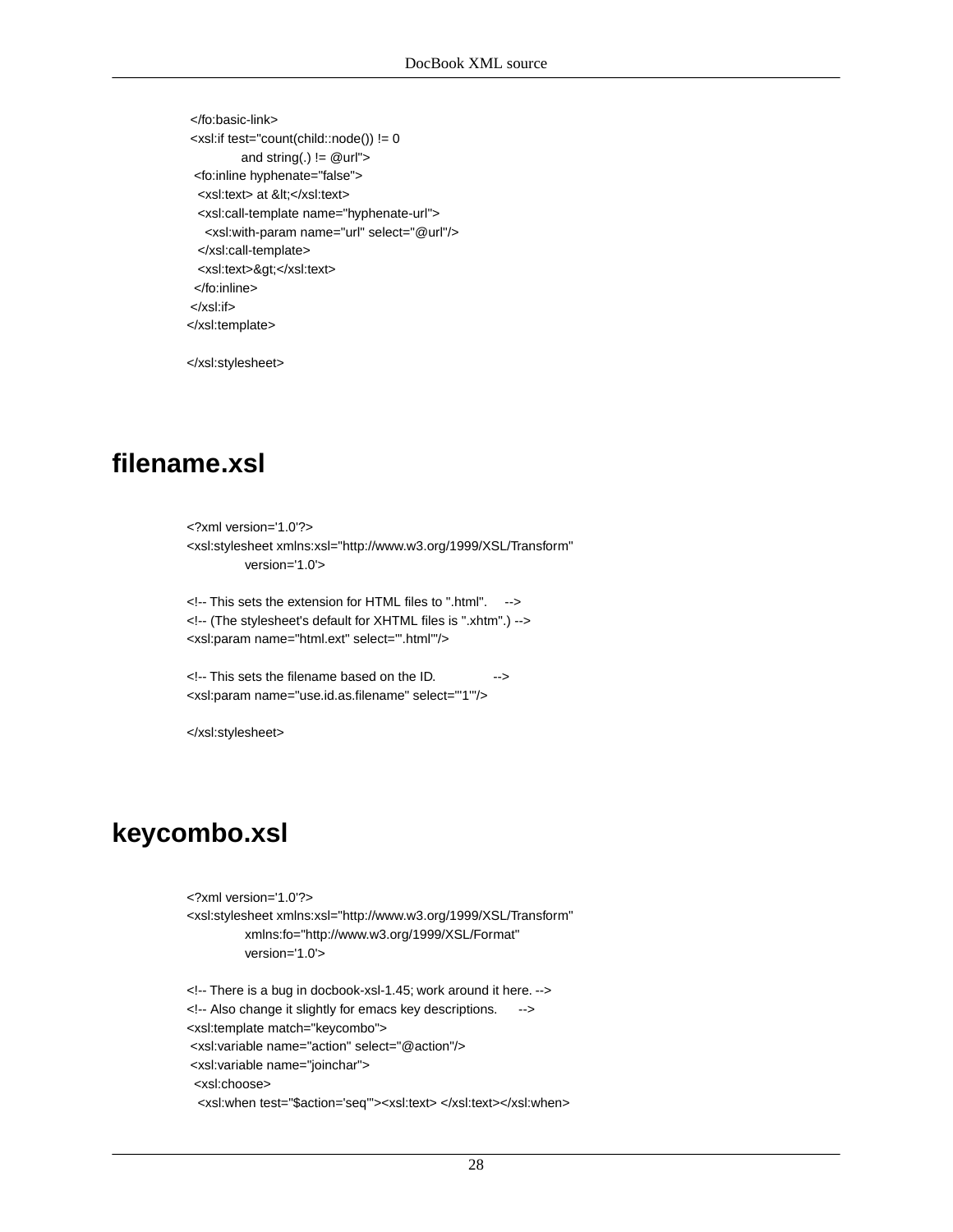```
 </fo:basic-link>
 <xsl:if test="count(child::node()) != 0
             and string(.) != @url">
  <fo:inline hyphenate="false">
   <xsl:text> at &lt;</xsl:text>
   <xsl:call-template name="hyphenate-url">
    <xsl:with-param name="url" select="@url"/>
   </xsl:call-template>
   <xsl:text>&gt;</xsl:text>
  </fo:inline>
 </xsl:if>
</xsl:template>

</xsl:stylesheet>
```

## filename.xsl

```
<?xml version='1.0'?>
<xsl:stylesheet xmlns:xsl="http://www.w3.org/1999/XSL/Transform"
                version='1.0'>

<!-- This sets the extension for HTML files to ".html".     -->
<!-- (The stylesheet's default for XHTML files is ".xhtm".) -->
<xsl:param name="html.ext" select="'.html'"/>

<!-- This sets the filename based on the ID.                -->
<xsl:param name="use.id.as.filename" select="'1'"/>

</xsl:stylesheet>
```

## keycombo.xsl

```
<?xml version='1.0'?>
<xsl:stylesheet xmlns:xsl="http://www.w3.org/1999/XSL/Transform"
                xmlns:fo="http://www.w3.org/1999/XSL/Format"
                version='1.0'>

<!-- There is a bug in docbook-xsl-1.45; work around it here. -->
<!-- Also change it slightly for emacs key descriptions.      -->
<xsl:template match="keycombo">
 <xsl:variable name="action" select="@action"/>
 <xsl:variable name="joinchar">
  <xsl:choose>
   <xsl:when test="$action='seq'"><xsl:text> </xsl:text></xsl:when>
```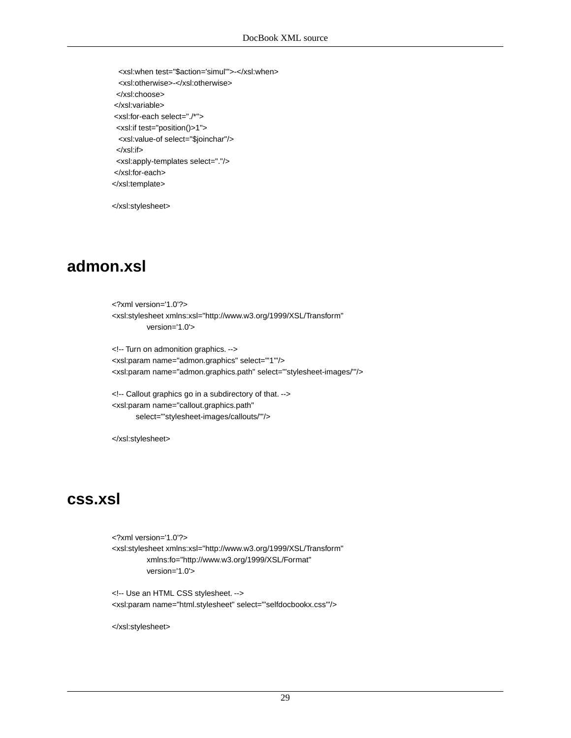```
   <xsl:when test="$action='simul'">-</xsl:when>
   <xsl:otherwise>-</xsl:otherwise>
  </xsl:choose>
 </xsl:variable>
 <xsl:for-each select="./*">
  <xsl:if test="position()>1">
   <xsl:value-of select="$joinchar"/>
  </xsl:if>
  <xsl:apply-templates select="."/>
 </xsl:for-each>
</xsl:template>

</xsl:stylesheet>
```

## admon.xsl

```
<?xml version='1.0'?>
<xsl:stylesheet xmlns:xsl="http://www.w3.org/1999/XSL/Transform"
                version='1.0'>

<!-- Turn on admonition graphics. -->
<xsl:param name="admon.graphics" select="'1'"/>
<xsl:param name="admon.graphics.path" select="'stylesheet-images/'"/>

<!-- Callout graphics go in a subdirectory of that. -->
<xsl:param name="callout.graphics.path"
           select="'stylesheet-images/callouts/'"/>

</xsl:stylesheet>
```

## css.xsl

```
<?xml version='1.0'?>
<xsl:stylesheet xmlns:xsl="http://www.w3.org/1999/XSL/Transform"
                xmlns:fo="http://www.w3.org/1999/XSL/Format"
                version='1.0'>

<!-- Use an HTML CSS stylesheet. -->
<xsl:param name="html.stylesheet" select="'selfdocbookx.css'"/>

</xsl:stylesheet>
```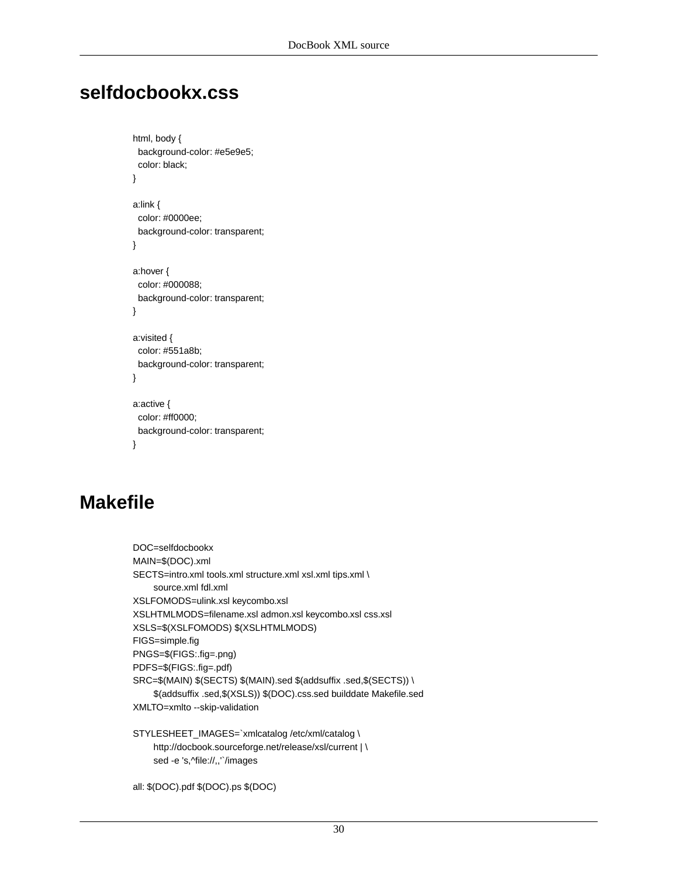## selfdocbookx.css

```
html, body {
  background-color: #e5e9e5;
  color: black;
}

a:link {
  color: #0000ee;
  background-color: transparent;
}

a:hover {
  color: #000088;
  background-color: transparent;
}

a:visited {
  color: #551a8b;
  background-color: transparent;
}

a:active {
  color: #ff0000;
  background-color: transparent;
}
```

## Makefile

```
DOC=selfdocbookx
MAIN=$(DOC).xml
SECTS=intro.xml tools.xml structure.xml xsl.xml tips.xml \
	source.xml fdl.xml
XSLFOMODS=ulink.xsl keycombo.xsl
XSLHTMLMODS=filename.xsl admon.xsl keycombo.xsl css.xsl
XSLS=$(XSLFOMODS) $(XSLHTMLMODS)
FIGS=simple.fig
PNGS=$(FIGS:.fig=.png)
PDFS=$(FIGS:.fig=.pdf)
SRC=$(MAIN) $(SECTS) $(MAIN).sed $(addsuffix .sed,$(SECTS)) \
	$(addsuffix .sed,$(XSLS)) $(DOC).css.sed builddate Makefile.sed
XMLTO=xmlto --skip-validation

STYLESHEET_IMAGES=`xmlcatalog /etc/xml/catalog \
	http://docbook.sourceforge.net/release/xsl/current | \
	sed -e 's,^file://,,'`/images

all: $(DOC).pdf $(DOC).ps $(DOC)
```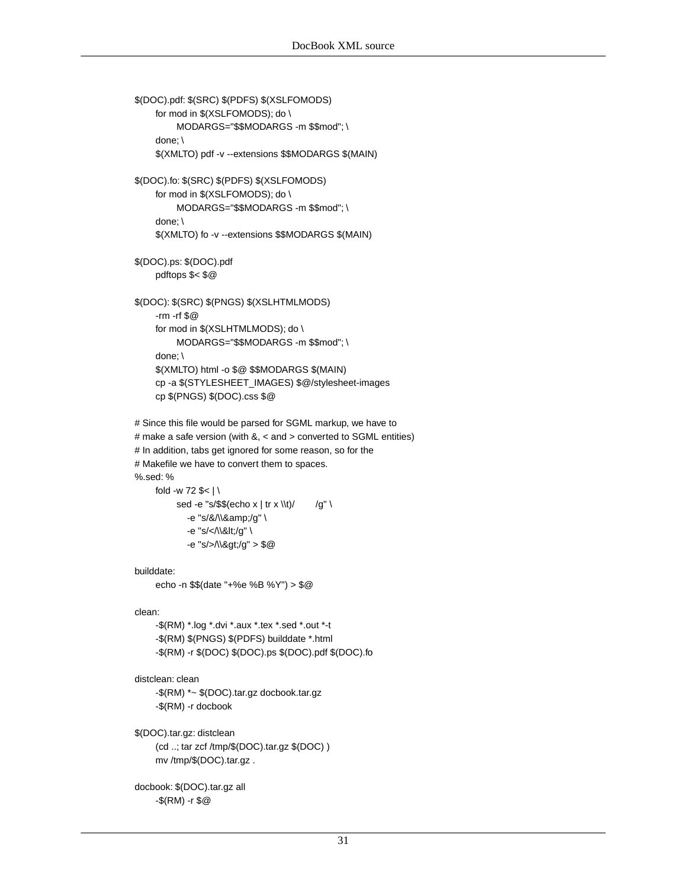```
$(DOC).pdf: $(SRC) $(PDFS) $(XSLFOMODS)
	for mod in $(XSLFOMODS); do \
		MODARGS="$$MODARGS -m $$mod"; \
	done; \
	$(XMLTO) pdf -v --extensions $$MODARGS $(MAIN)

$(DOC).fo: $(SRC) $(PDFS) $(XSLFOMODS)
	for mod in $(XSLFOMODS); do \
		MODARGS="$$MODARGS -m $$mod"; \
	done; \
	$(XMLTO) fo -v --extensions $$MODARGS $(MAIN)

$(DOC).ps: $(DOC).pdf
	pdftops $< $@

$(DOC): $(SRC) $(PNGS) $(XSLHTMLMODS)
	-rm -rf $@
	for mod in $(XSLHTMLMODS); do \
		MODARGS="$$MODARGS -m $$mod"; \
	done; \
	$(XMLTO) html -o $@ $$MODARGS $(MAIN)
	cp -a $(STYLESHEET_IMAGES) $@/stylesheet-images
	cp $(PNGS) $(DOC).css $@

# Since this file would be parsed for SGML markup, we have to
# make a safe version (with &, < and > converted to SGML entities)
# In addition, tabs get ignored for some reason, so for the
# Makefile we have to convert them to spaces.
%.sed: %
	fold -w 72 $< | \
		sed -e "s/$$(echo x | tr x \\t)/        /g" \
		    -e "s/&/\\&amp;/g" \
		    -e "s/</\\&lt;/g" \
		    -e "s/>/\\&gt;/g" > $@

builddate:
	echo -n $$(date "+%e %B %Y") > $@

clean:
	-$(RM) *.log *.dvi *.aux *.tex *.sed *.out *-t
	-$(RM) $(PNGS) $(PDFS) builddate *.html
	-$(RM) -r $(DOC) $(DOC).ps $(DOC).pdf $(DOC).fo

distclean: clean
	-$(RM) *~ $(DOC).tar.gz docbook.tar.gz
	-$(RM) -r docbook

$(DOC).tar.gz: distclean
	(cd ..; tar zcf /tmp/$(DOC).tar.gz $(DOC) )
	mv /tmp/$(DOC).tar.gz .

docbook: $(DOC).tar.gz all
	-$(RM) -r $@
```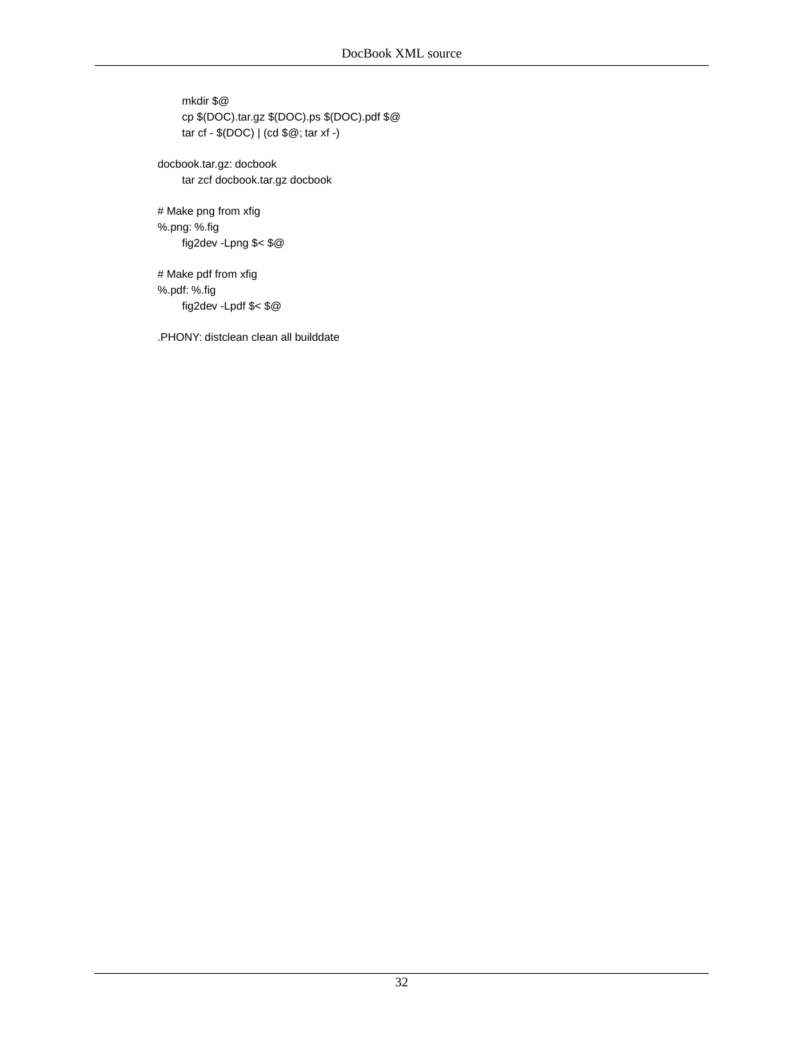```
	mkdir $@
	cp $(DOC).tar.gz $(DOC).ps $(DOC).pdf $@
	tar cf - $(DOC) | (cd $@; tar xf -)

docbook.tar.gz: docbook
	tar zcf docbook.tar.gz docbook

# Make png from xfig
%.png: %.fig
	fig2dev -Lpng $< $@

# Make pdf from xfig
%.pdf: %.fig
	fig2dev -Lpdf $< $@

.PHONY: distclean clean all builddate
```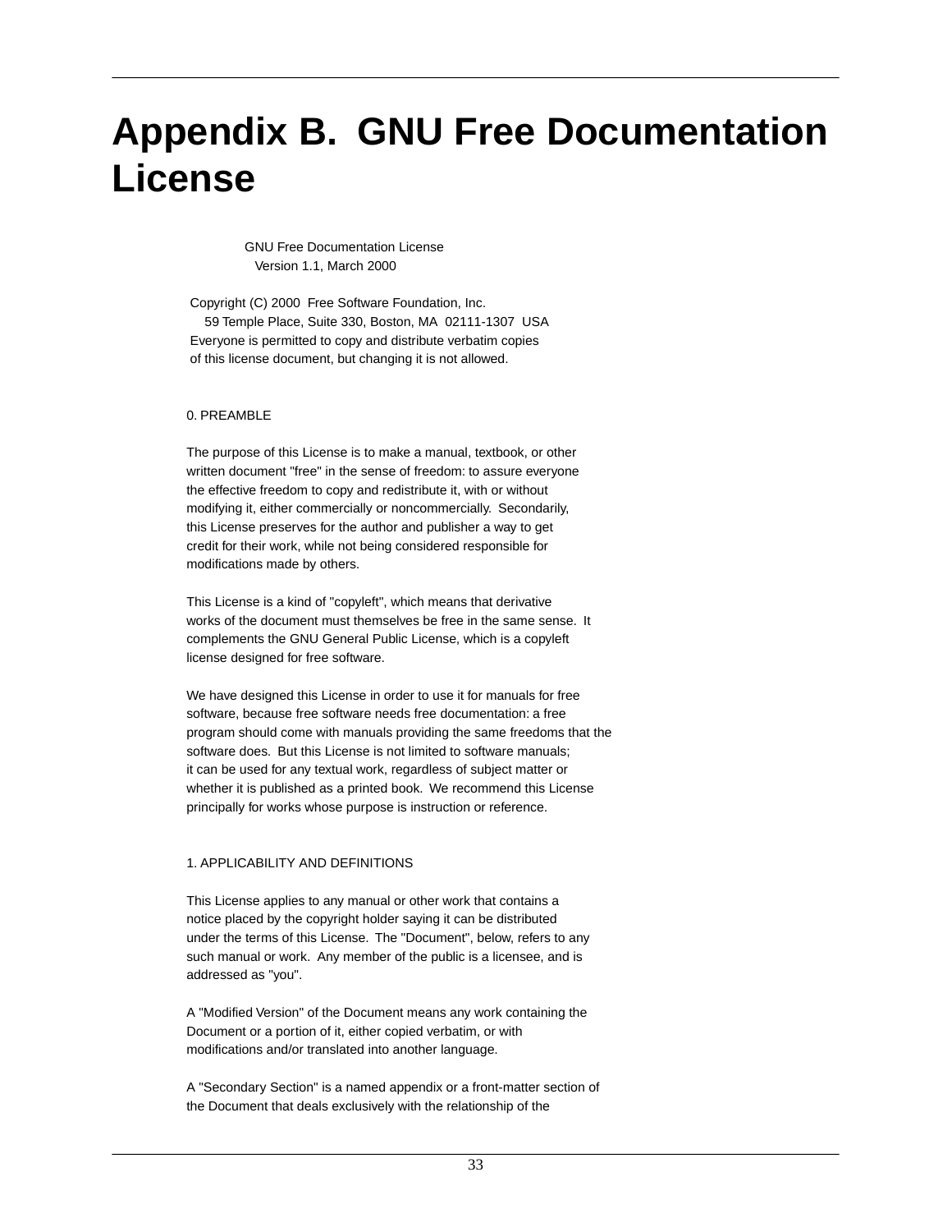# Appendix B. GNU Free Documentation License

```
                GNU Free Documentation License
                   Version 1.1, March 2000

 Copyright (C) 2000  Free Software Foundation, Inc.
     59 Temple Place, Suite 330, Boston, MA  02111-1307  USA
 Everyone is permitted to copy and distribute verbatim copies
 of this license document, but changing it is not allowed.


0. PREAMBLE

The purpose of this License is to make a manual, textbook, or other
written document "free" in the sense of freedom: to assure everyone
the effective freedom to copy and redistribute it, with or without
modifying it, either commercially or noncommercially.  Secondarily,
this License preserves for the author and publisher a way to get
credit for their work, while not being considered responsible for
modifications made by others.

This License is a kind of "copyleft", which means that derivative
works of the document must themselves be free in the same sense.  It
complements the GNU General Public License, which is a copyleft
license designed for free software.

We have designed this License in order to use it for manuals for free
software, because free software needs free documentation: a free
program should come with manuals providing the same freedoms that the
software does.  But this License is not limited to software manuals;
it can be used for any textual work, regardless of subject matter or
whether it is published as a printed book.  We recommend this License
principally for works whose purpose is instruction or reference.


1. APPLICABILITY AND DEFINITIONS

This License applies to any manual or other work that contains a
notice placed by the copyright holder saying it can be distributed
under the terms of this License.  The "Document", below, refers to any
such manual or work.  Any member of the public is a licensee, and is
addressed as "you".

A "Modified Version" of the Document means any work containing the
Document or a portion of it, either copied verbatim, or with
modifications and/or translated into another language.

A "Secondary Section" is a named appendix or a front-matter section of
the Document that deals exclusively with the relationship of the
```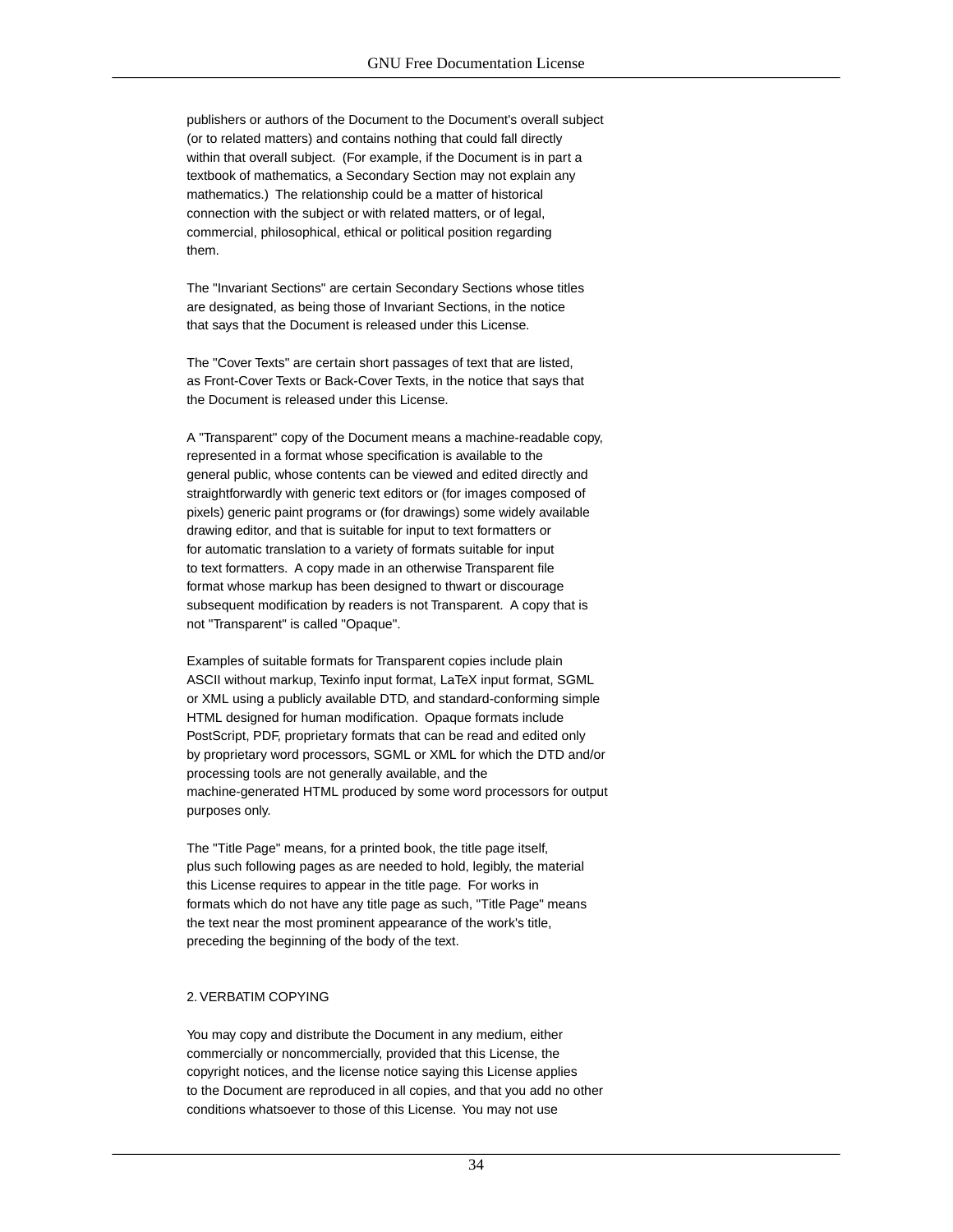publishers or authors of the Document to the Document's overall subject (or to related matters) and contains nothing that could fall directly within that overall subject. (For example, if the Document is in part a textbook of mathematics, a Secondary Section may not explain any mathematics.) The relationship could be a matter of historical connection with the subject or with related matters, or of legal, commercial, philosophical, ethical or political position regarding them.

The "Invariant Sections" are certain Secondary Sections whose titles are designated, as being those of Invariant Sections, in the notice that says that the Document is released under this License.

The "Cover Texts" are certain short passages of text that are listed, as Front-Cover Texts or Back-Cover Texts, in the notice that says that the Document is released under this License.

A "Transparent" copy of the Document means a machine-readable copy, represented in a format whose specification is available to the general public, whose contents can be viewed and edited directly and straightforwardly with generic text editors or (for images composed of pixels) generic paint programs or (for drawings) some widely available drawing editor, and that is suitable for input to text formatters or for automatic translation to a variety of formats suitable for input to text formatters. A copy made in an otherwise Transparent file format whose markup has been designed to thwart or discourage subsequent modification by readers is not Transparent. A copy that is not "Transparent" is called "Opaque".

Examples of suitable formats for Transparent copies include plain ASCII without markup, Texinfo input format, LaTeX input format, SGML or XML using a publicly available DTD, and standard-conforming simple HTML designed for human modification. Opaque formats include PostScript, PDF, proprietary formats that can be read and edited only by proprietary word processors, SGML or XML for which the DTD and/or processing tools are not generally available, and the machine-generated HTML produced by some word processors for output purposes only.

The "Title Page" means, for a printed book, the title page itself, plus such following pages as are needed to hold, legibly, the material this License requires to appear in the title page. For works in formats which do not have any title page as such, "Title Page" means the text near the most prominent appearance of the work's title, preceding the beginning of the body of the text.

## 2. VERBATIM COPYING

You may copy and distribute the Document in any medium, either commercially or noncommercially, provided that this License, the copyright notices, and the license notice saying this License applies to the Document are reproduced in all copies, and that you add no other conditions whatsoever to those of this License. You may not use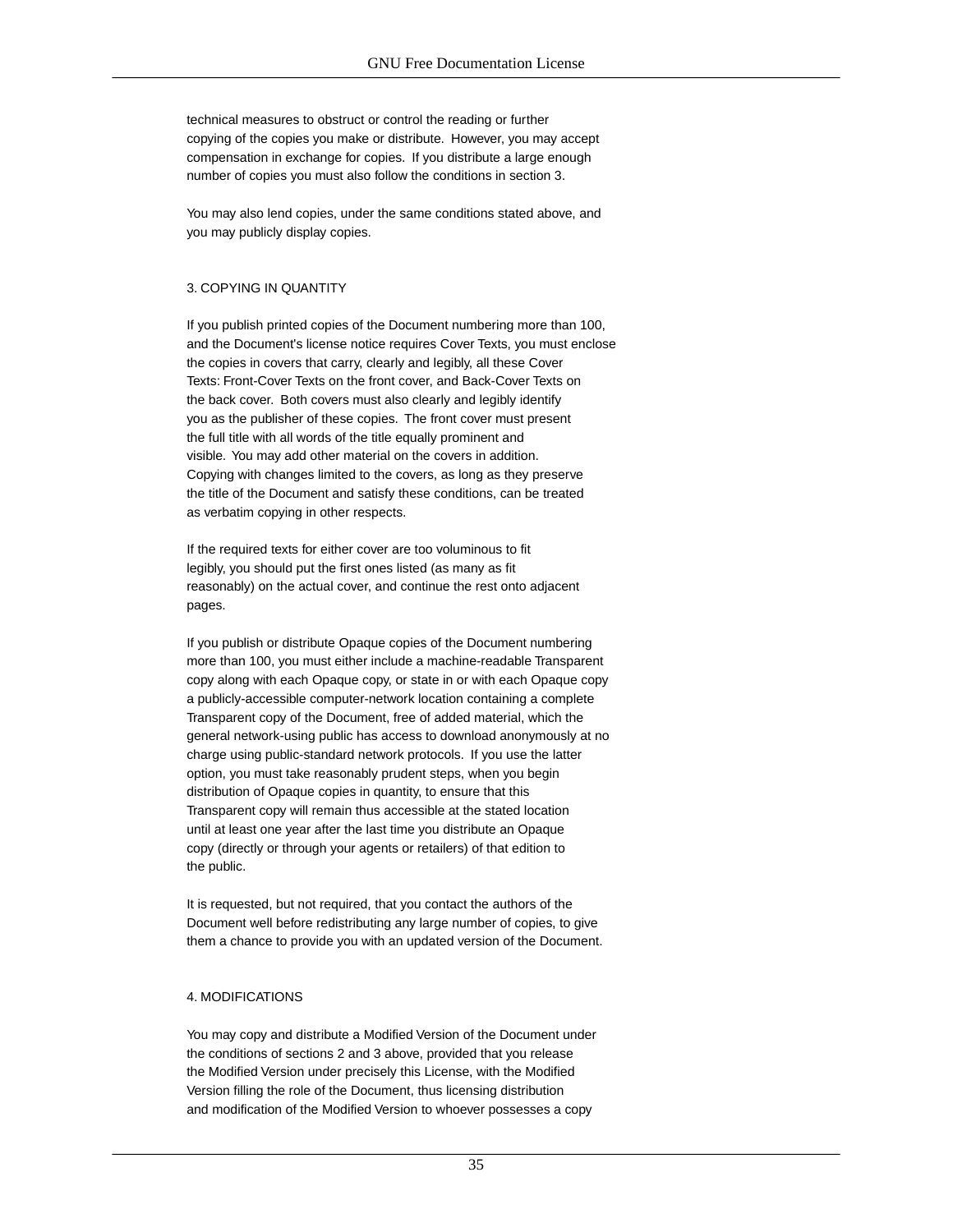technical measures to obstruct or control the reading or further copying of the copies you make or distribute. However, you may accept compensation in exchange for copies. If you distribute a large enough number of copies you must also follow the conditions in section 3.

You may also lend copies, under the same conditions stated above, and you may publicly display copies.

## 3. COPYING IN QUANTITY

If you publish printed copies of the Document numbering more than 100, and the Document's license notice requires Cover Texts, you must enclose the copies in covers that carry, clearly and legibly, all these Cover Texts: Front-Cover Texts on the front cover, and Back-Cover Texts on the back cover. Both covers must also clearly and legibly identify you as the publisher of these copies. The front cover must present the full title with all words of the title equally prominent and visible. You may add other material on the covers in addition. Copying with changes limited to the covers, as long as they preserve the title of the Document and satisfy these conditions, can be treated as verbatim copying in other respects.

If the required texts for either cover are too voluminous to fit legibly, you should put the first ones listed (as many as fit reasonably) on the actual cover, and continue the rest onto adjacent pages.

If you publish or distribute Opaque copies of the Document numbering more than 100, you must either include a machine-readable Transparent copy along with each Opaque copy, or state in or with each Opaque copy a publicly-accessible computer-network location containing a complete Transparent copy of the Document, free of added material, which the general network-using public has access to download anonymously at no charge using public-standard network protocols. If you use the latter option, you must take reasonably prudent steps, when you begin distribution of Opaque copies in quantity, to ensure that this Transparent copy will remain thus accessible at the stated location until at least one year after the last time you distribute an Opaque copy (directly or through your agents or retailers) of that edition to the public.

It is requested, but not required, that you contact the authors of the Document well before redistributing any large number of copies, to give them a chance to provide you with an updated version of the Document.

## 4. MODIFICATIONS

You may copy and distribute a Modified Version of the Document under the conditions of sections 2 and 3 above, provided that you release the Modified Version under precisely this License, with the Modified Version filling the role of the Document, thus licensing distribution and modification of the Modified Version to whoever possesses a copy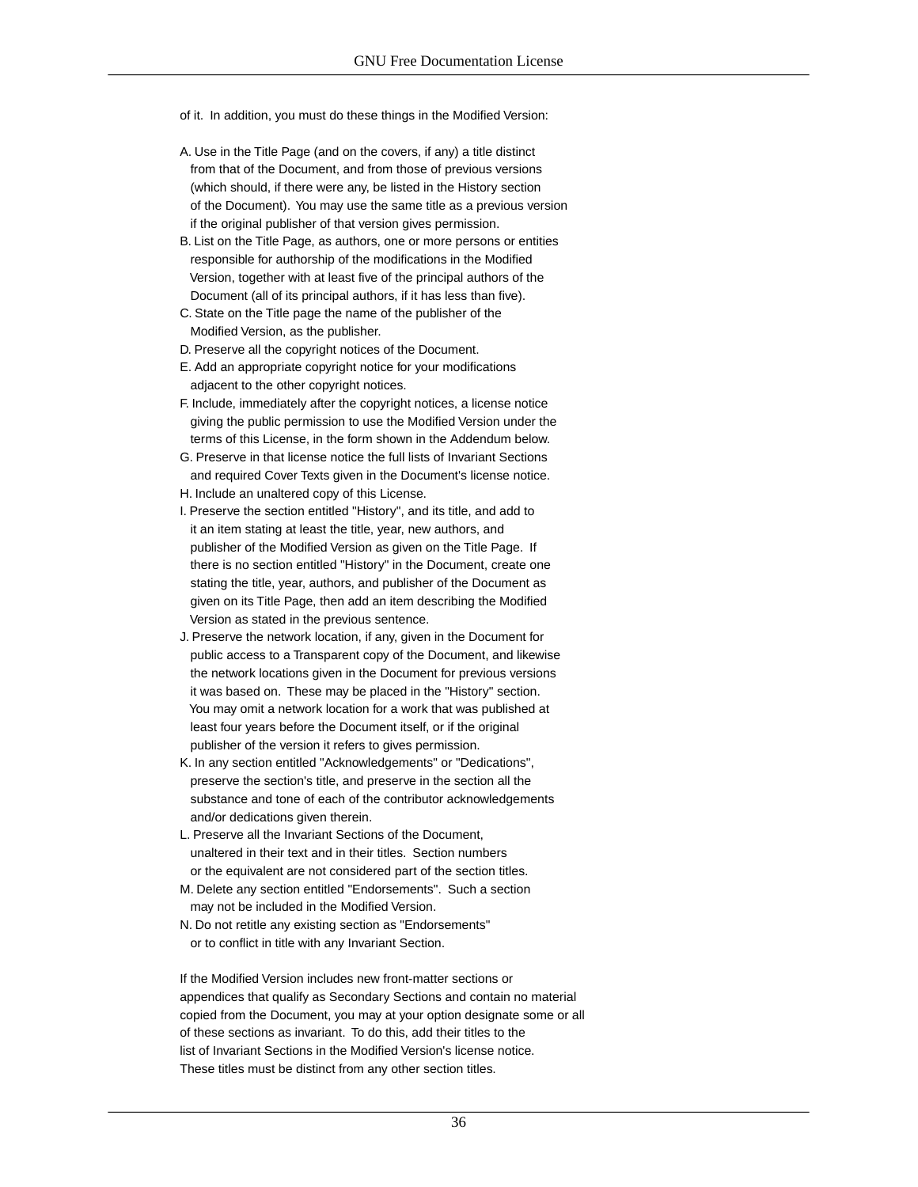of it. In addition, you must do these things in the Modified Version:

A. Use in the Title Page (and on the covers, if any) a title distinct
   from that of the Document, and from those of previous versions
   (which should, if there were any, be listed in the History section
   of the Document). You may use the same title as a previous version
   if the original publisher of that version gives permission.
B. List on the Title Page, as authors, one or more persons or entities
   responsible for authorship of the modifications in the Modified
   Version, together with at least five of the principal authors of the
   Document (all of its principal authors, if it has less than five).
C. State on the Title page the name of the publisher of the
   Modified Version, as the publisher.
D. Preserve all the copyright notices of the Document.
E. Add an appropriate copyright notice for your modifications
   adjacent to the other copyright notices.
F. Include, immediately after the copyright notices, a license notice
   giving the public permission to use the Modified Version under the
   terms of this License, in the form shown in the Addendum below.
G. Preserve in that license notice the full lists of Invariant Sections
   and required Cover Texts given in the Document's license notice.
H. Include an unaltered copy of this License.
I. Preserve the section entitled "History", and its title, and add to
   it an item stating at least the title, year, new authors, and
   publisher of the Modified Version as given on the Title Page. If
   there is no section entitled "History" in the Document, create one
   stating the title, year, authors, and publisher of the Document as
   given on its Title Page, then add an item describing the Modified
   Version as stated in the previous sentence.
J. Preserve the network location, if any, given in the Document for
   public access to a Transparent copy of the Document, and likewise
   the network locations given in the Document for previous versions
   it was based on. These may be placed in the "History" section.
   You may omit a network location for a work that was published at
   least four years before the Document itself, or if the original
   publisher of the version it refers to gives permission.
K. In any section entitled "Acknowledgements" or "Dedications",
   preserve the section's title, and preserve in the section all the
   substance and tone of each of the contributor acknowledgements
   and/or dedications given therein.
L. Preserve all the Invariant Sections of the Document,
   unaltered in their text and in their titles. Section numbers
   or the equivalent are not considered part of the section titles.
M. Delete any section entitled "Endorsements". Such a section
   may not be included in the Modified Version.
N. Do not retitle any existing section as "Endorsements"
   or to conflict in title with any Invariant Section.

If the Modified Version includes new front-matter sections or
appendices that qualify as Secondary Sections and contain no material
copied from the Document, you may at your option designate some or all
of these sections as invariant. To do this, add their titles to the
list of Invariant Sections in the Modified Version's license notice.
These titles must be distinct from any other section titles.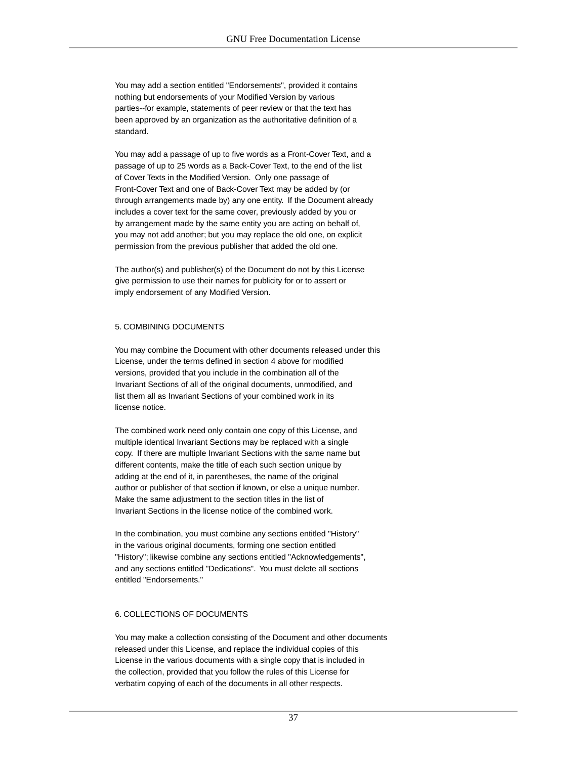You may add a section entitled "Endorsements", provided it contains nothing but endorsements of your Modified Version by various parties--for example, statements of peer review or that the text has been approved by an organization as the authoritative definition of a standard.

You may add a passage of up to five words as a Front-Cover Text, and a passage of up to 25 words as a Back-Cover Text, to the end of the list of Cover Texts in the Modified Version. Only one passage of Front-Cover Text and one of Back-Cover Text may be added by (or through arrangements made by) any one entity. If the Document already includes a cover text for the same cover, previously added by you or by arrangement made by the same entity you are acting on behalf of, you may not add another; but you may replace the old one, on explicit permission from the previous publisher that added the old one.

The author(s) and publisher(s) of the Document do not by this License give permission to use their names for publicity for or to assert or imply endorsement of any Modified Version.

## 5. COMBINING DOCUMENTS

You may combine the Document with other documents released under this License, under the terms defined in section 4 above for modified versions, provided that you include in the combination all of the Invariant Sections of all of the original documents, unmodified, and list them all as Invariant Sections of your combined work in its license notice.

The combined work need only contain one copy of this License, and multiple identical Invariant Sections may be replaced with a single copy. If there are multiple Invariant Sections with the same name but different contents, make the title of each such section unique by adding at the end of it, in parentheses, the name of the original author or publisher of that section if known, or else a unique number. Make the same adjustment to the section titles in the list of Invariant Sections in the license notice of the combined work.

In the combination, you must combine any sections entitled "History" in the various original documents, forming one section entitled "History"; likewise combine any sections entitled "Acknowledgements", and any sections entitled "Dedications". You must delete all sections entitled "Endorsements."

## 6. COLLECTIONS OF DOCUMENTS

You may make a collection consisting of the Document and other documents released under this License, and replace the individual copies of this License in the various documents with a single copy that is included in the collection, provided that you follow the rules of this License for verbatim copying of each of the documents in all other respects.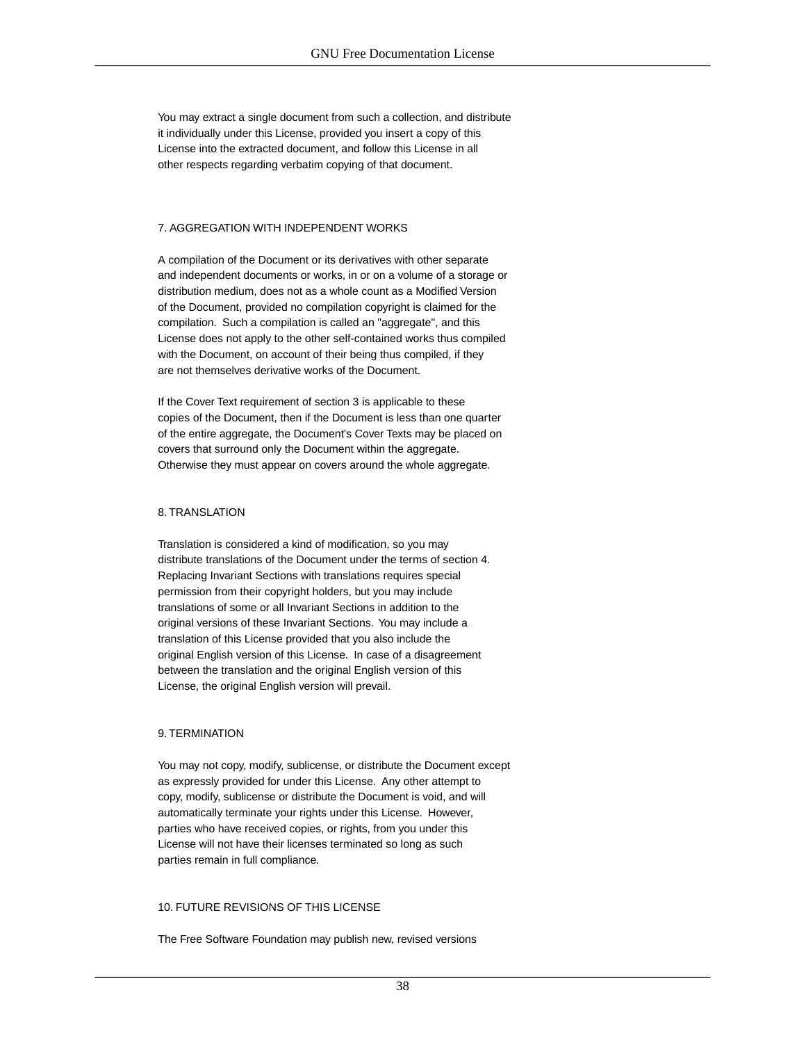You may extract a single document from such a collection, and distribute it individually under this License, provided you insert a copy of this License into the extracted document, and follow this License in all other respects regarding verbatim copying of that document.

## 7. AGGREGATION WITH INDEPENDENT WORKS

A compilation of the Document or its derivatives with other separate and independent documents or works, in or on a volume of a storage or distribution medium, does not as a whole count as a Modified Version of the Document, provided no compilation copyright is claimed for the compilation. Such a compilation is called an "aggregate", and this License does not apply to the other self-contained works thus compiled with the Document, on account of their being thus compiled, if they are not themselves derivative works of the Document.

If the Cover Text requirement of section 3 is applicable to these copies of the Document, then if the Document is less than one quarter of the entire aggregate, the Document's Cover Texts may be placed on covers that surround only the Document within the aggregate. Otherwise they must appear on covers around the whole aggregate.

## 8. TRANSLATION

Translation is considered a kind of modification, so you may distribute translations of the Document under the terms of section 4. Replacing Invariant Sections with translations requires special permission from their copyright holders, but you may include translations of some or all Invariant Sections in addition to the original versions of these Invariant Sections. You may include a translation of this License provided that you also include the original English version of this License. In case of a disagreement between the translation and the original English version of this License, the original English version will prevail.

## 9. TERMINATION

You may not copy, modify, sublicense, or distribute the Document except as expressly provided for under this License. Any other attempt to copy, modify, sublicense or distribute the Document is void, and will automatically terminate your rights under this License. However, parties who have received copies, or rights, from you under this License will not have their licenses terminated so long as such parties remain in full compliance.

## 10. FUTURE REVISIONS OF THIS LICENSE

The Free Software Foundation may publish new, revised versions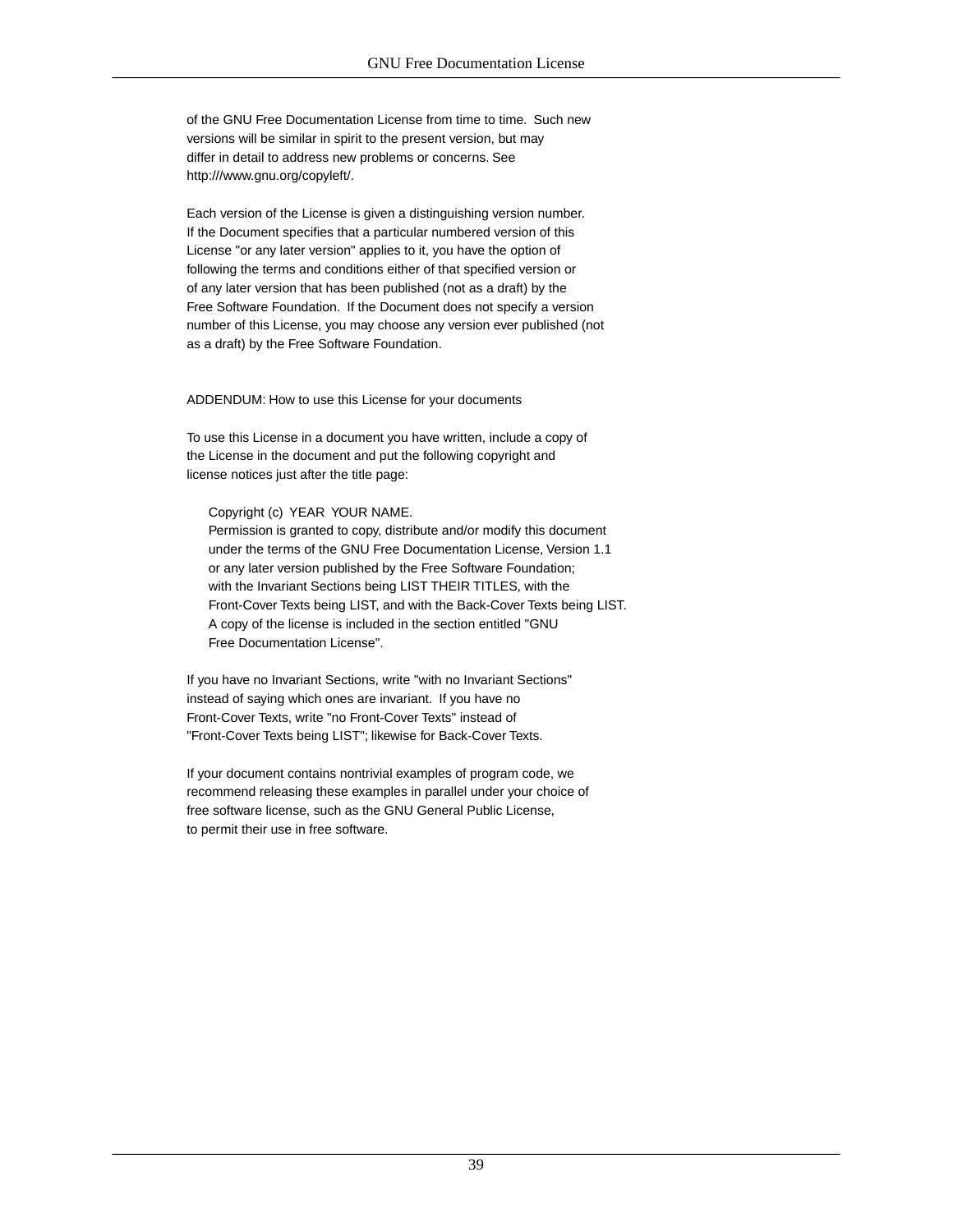of the GNU Free Documentation License from time to time. Such new versions will be similar in spirit to the present version, but may differ in detail to address new problems or concerns. See http:///www.gnu.org/copyleft/.

Each version of the License is given a distinguishing version number. If the Document specifies that a particular numbered version of this License "or any later version" applies to it, you have the option of following the terms and conditions either of that specified version or of any later version that has been published (not as a draft) by the Free Software Foundation. If the Document does not specify a version number of this License, you may choose any version ever published (not as a draft) by the Free Software Foundation.

ADDENDUM: How to use this License for your documents

To use this License in a document you have written, include a copy of the License in the document and put the following copyright and license notices just after the title page:

```
Copyright (c)  YEAR  YOUR NAME.
Permission is granted to copy, distribute and/or modify this document
under the terms of the GNU Free Documentation License, Version 1.1
or any later version published by the Free Software Foundation;
with the Invariant Sections being LIST THEIR TITLES, with the
Front-Cover Texts being LIST, and with the Back-Cover Texts being LIST.
A copy of the license is included in the section entitled "GNU
Free Documentation License".
```

If you have no Invariant Sections, write "with no Invariant Sections" instead of saying which ones are invariant. If you have no Front-Cover Texts, write "no Front-Cover Texts" instead of "Front-Cover Texts being LIST"; likewise for Back-Cover Texts.

If your document contains nontrivial examples of program code, we recommend releasing these examples in parallel under your choice of free software license, such as the GNU General Public License, to permit their use in free software.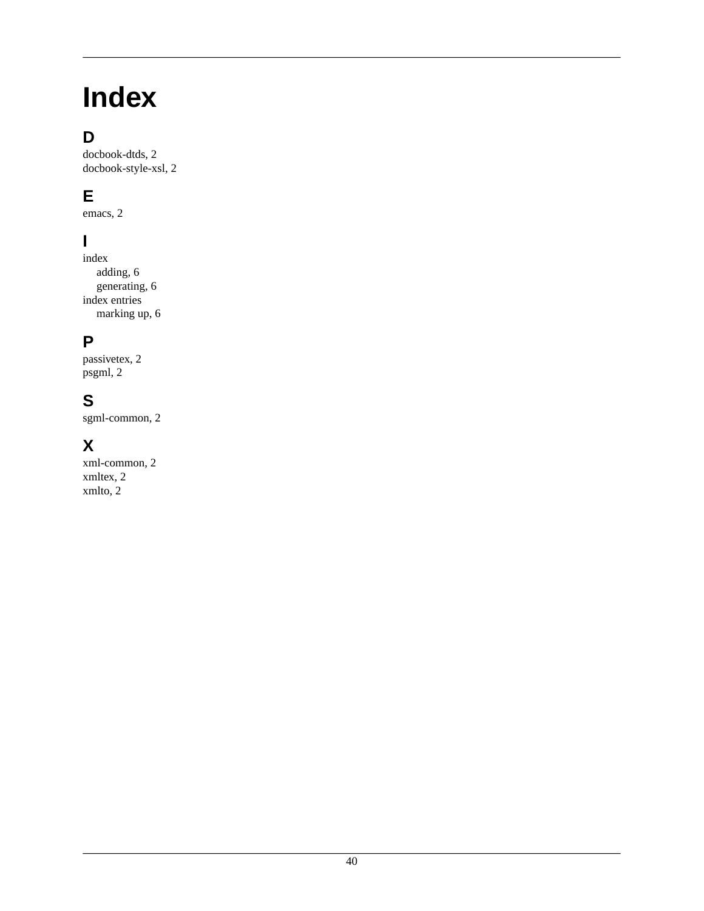# Index

## D

docbook-dtds, 2
docbook-style-xsl, 2

## E

emacs, 2

## I

index
- adding, 6
- generating, 6

index entries
- marking up, 6

## P

passivetex, 2
psgml, 2

## S

sgml-common, 2

## X

xml-common, 2
xmltex, 2
xmlto, 2